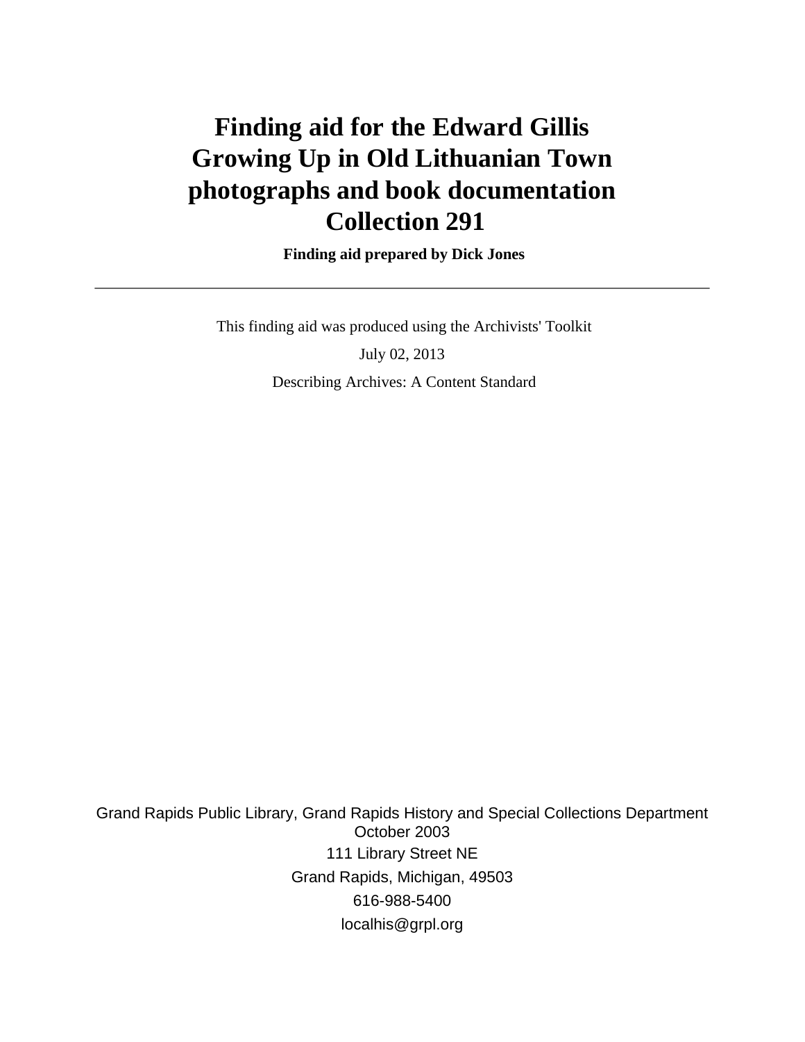# Finding aid for the Edward Gillis Growing Up in Old Lithuanian Town photographs and book documentation Collection 291

**Finding aid prepared by Dick Jones**

---

This finding aid was produced using the Archivists' Toolkit

July 02, 2013

Describing Archives: A Content Standard

Grand Rapids Public Library, Grand Rapids History and Special Collections Department
October 2003
111 Library Street NE
Grand Rapids, Michigan, 49503
616-988-5400
localhis@grpl.org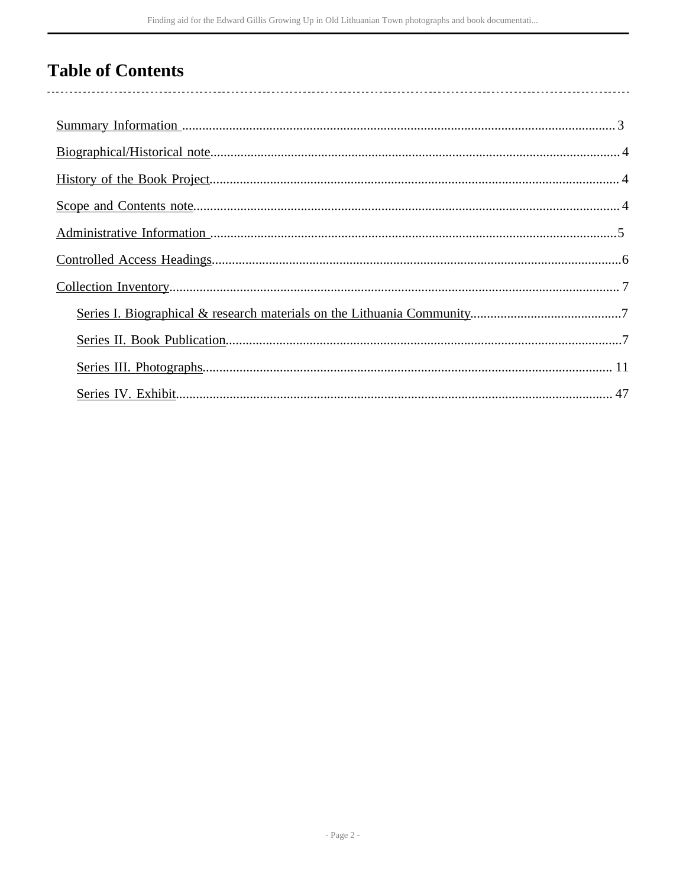# Table of Contents

- Summary Information ... 3
- Biographical/Historical note ... 4
- History of the Book Project ... 4
- Scope and Contents note ... 4
- Administrative Information ... 5
- Controlled Access Headings ... 6
- Collection Inventory ... 7
  - Series I. Biographical & research materials on the Lithuania Community ... 7
  - Series II. Book Publication ... 7
  - Series III. Photographs ... 11
  - Series IV. Exhibit ... 47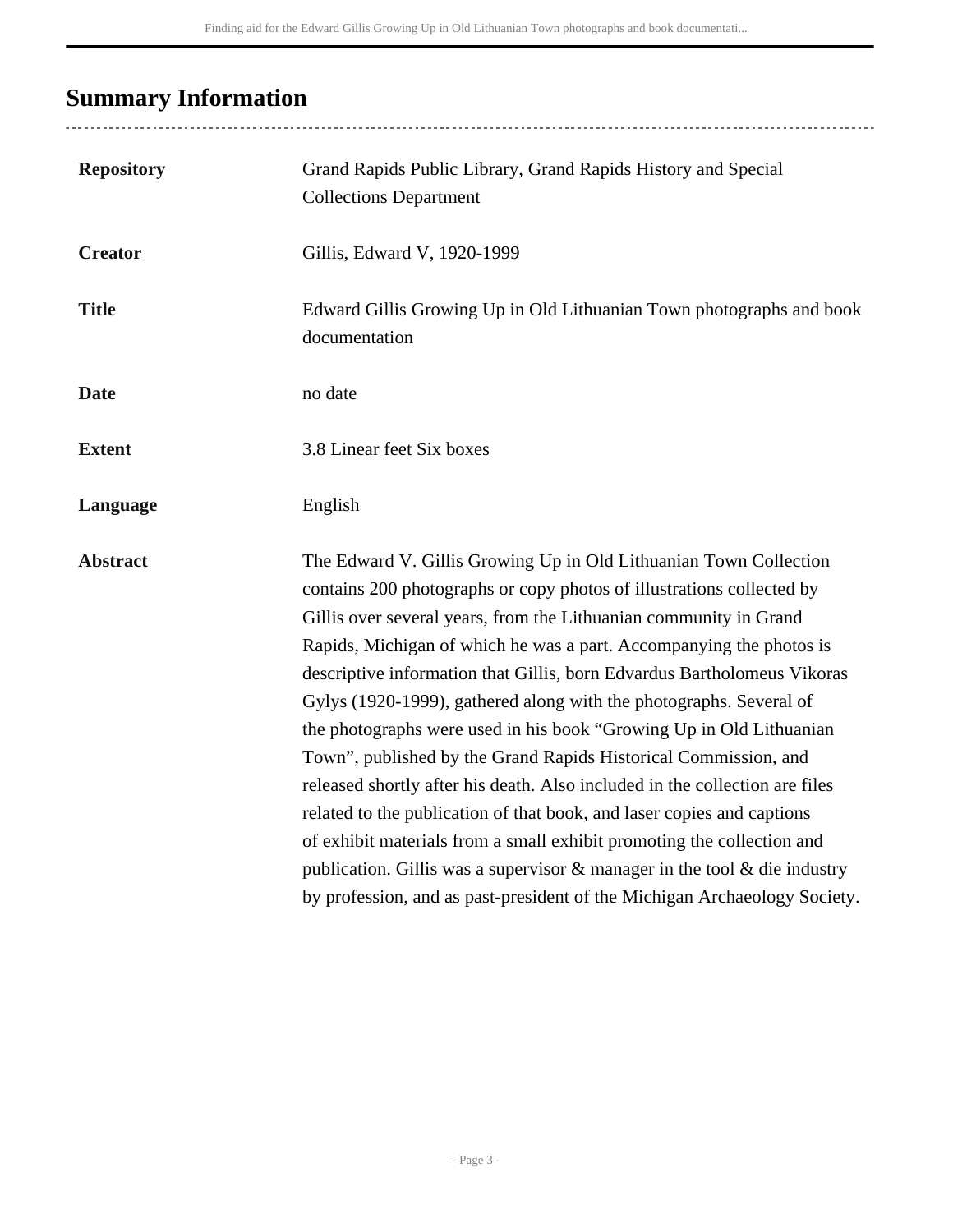## Summary Information

| | |
|---|---|
| **Repository** | Grand Rapids Public Library, Grand Rapids History and Special Collections Department |
| **Creator** | Gillis, Edward V, 1920-1999 |
| **Title** | Edward Gillis Growing Up in Old Lithuanian Town photographs and book documentation |
| **Date** | no date |
| **Extent** | 3.8 Linear feet Six boxes |
| **Language** | English |
| **Abstract** | The Edward V. Gillis Growing Up in Old Lithuanian Town Collection contains 200 photographs or copy photos of illustrations collected by Gillis over several years, from the Lithuanian community in Grand Rapids, Michigan of which he was a part. Accompanying the photos is descriptive information that Gillis, born Edvardus Bartholomeus Vikoras Gylys (1920-1999), gathered along with the photographs. Several of the photographs were used in his book “Growing Up in Old Lithuanian Town”, published by the Grand Rapids Historical Commission, and released shortly after his death. Also included in the collection are files related to the publication of that book, and laser copies and captions of exhibit materials from a small exhibit promoting the collection and publication. Gillis was a supervisor & manager in the tool & die industry by profession, and as past-president of the Michigan Archaeology Society. |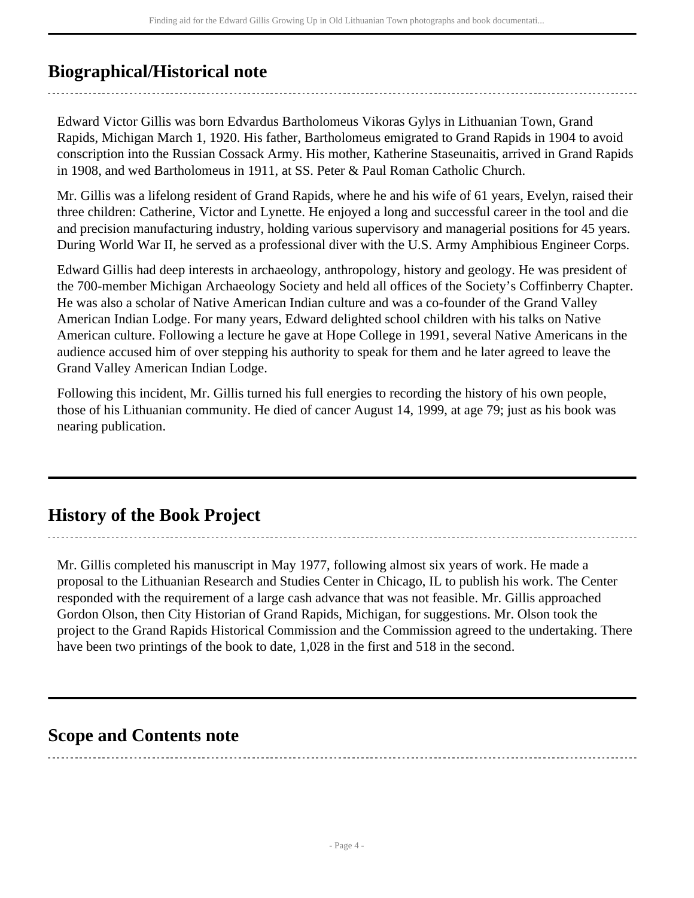## Biographical/Historical note

Edward Victor Gillis was born Edvardus Bartholomeus Vikoras Gylys in Lithuanian Town, Grand Rapids, Michigan March 1, 1920. His father, Bartholomeus emigrated to Grand Rapids in 1904 to avoid conscription into the Russian Cossack Army. His mother, Katherine Staseunaitis, arrived in Grand Rapids in 1908, and wed Bartholomeus in 1911, at SS. Peter & Paul Roman Catholic Church.

Mr. Gillis was a lifelong resident of Grand Rapids, where he and his wife of 61 years, Evelyn, raised their three children: Catherine, Victor and Lynette. He enjoyed a long and successful career in the tool and die and precision manufacturing industry, holding various supervisory and managerial positions for 45 years. During World War II, he served as a professional diver with the U.S. Army Amphibious Engineer Corps.

Edward Gillis had deep interests in archaeology, anthropology, history and geology. He was president of the 700-member Michigan Archaeology Society and held all offices of the Society's Coffinberry Chapter. He was also a scholar of Native American Indian culture and was a co-founder of the Grand Valley American Indian Lodge. For many years, Edward delighted school children with his talks on Native American culture. Following a lecture he gave at Hope College in 1991, several Native Americans in the audience accused him of over stepping his authority to speak for them and he later agreed to leave the Grand Valley American Indian Lodge.

Following this incident, Mr. Gillis turned his full energies to recording the history of his own people, those of his Lithuanian community. He died of cancer August 14, 1999, at age 79; just as his book was nearing publication.

## History of the Book Project

Mr. Gillis completed his manuscript in May 1977, following almost six years of work. He made a proposal to the Lithuanian Research and Studies Center in Chicago, IL to publish his work. The Center responded with the requirement of a large cash advance that was not feasible. Mr. Gillis approached Gordon Olson, then City Historian of Grand Rapids, Michigan, for suggestions. Mr. Olson took the project to the Grand Rapids Historical Commission and the Commission agreed to the undertaking. There have been two printings of the book to date, 1,028 in the first and 518 in the second.

## Scope and Contents note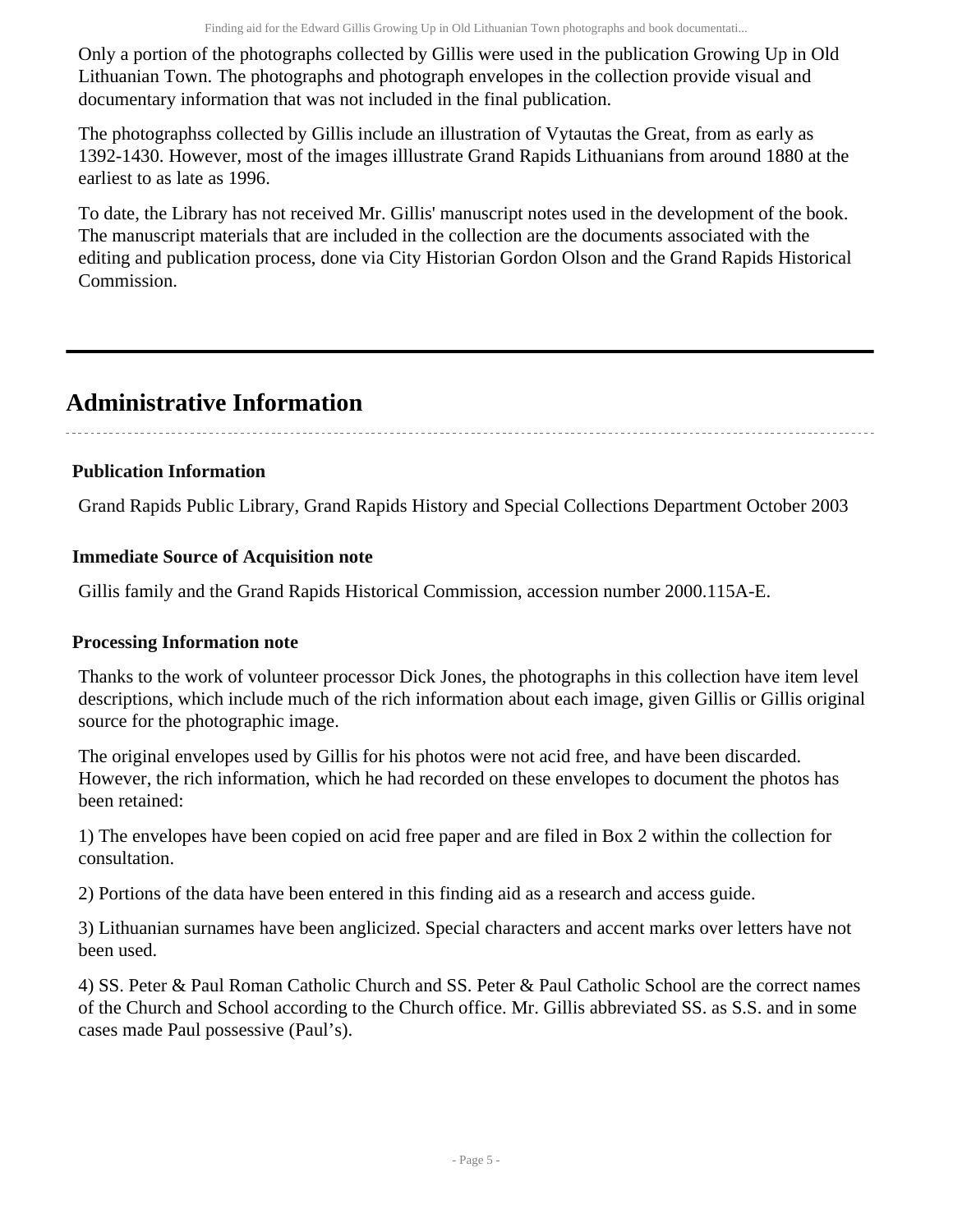Only a portion of the photographs collected by Gillis were used in the publication Growing Up in Old Lithuanian Town. The photographs and photograph envelopes in the collection provide visual and documentary information that was not included in the final publication.

The photographss collected by Gillis include an illustration of Vytautas the Great, from as early as 1392-1430. However, most of the images illlustrate Grand Rapids Lithuanians from around 1880 at the earliest to as late as 1996.

To date, the Library has not received Mr. Gillis' manuscript notes used in the development of the book. The manuscript materials that are included in the collection are the documents associated with the editing and publication process, done via City Historian Gordon Olson and the Grand Rapids Historical Commission.

## Administrative Information

### Publication Information

Grand Rapids Public Library, Grand Rapids History and Special Collections Department October 2003

### Immediate Source of Acquisition note

Gillis family and the Grand Rapids Historical Commission, accession number 2000.115A-E.

### Processing Information note

Thanks to the work of volunteer processor Dick Jones, the photographs in this collection have item level descriptions, which include much of the rich information about each image, given Gillis or Gillis original source for the photographic image.

The original envelopes used by Gillis for his photos were not acid free, and have been discarded. However, the rich information, which he had recorded on these envelopes to document the photos has been retained:

1) The envelopes have been copied on acid free paper and are filed in Box 2 within the collection for consultation.

2) Portions of the data have been entered in this finding aid as a research and access guide.

3) Lithuanian surnames have been anglicized. Special characters and accent marks over letters have not been used.

4) SS. Peter & Paul Roman Catholic Church and SS. Peter & Paul Catholic School are the correct names of the Church and School according to the Church office. Mr. Gillis abbreviated SS. as S.S. and in some cases made Paul possessive (Paul’s).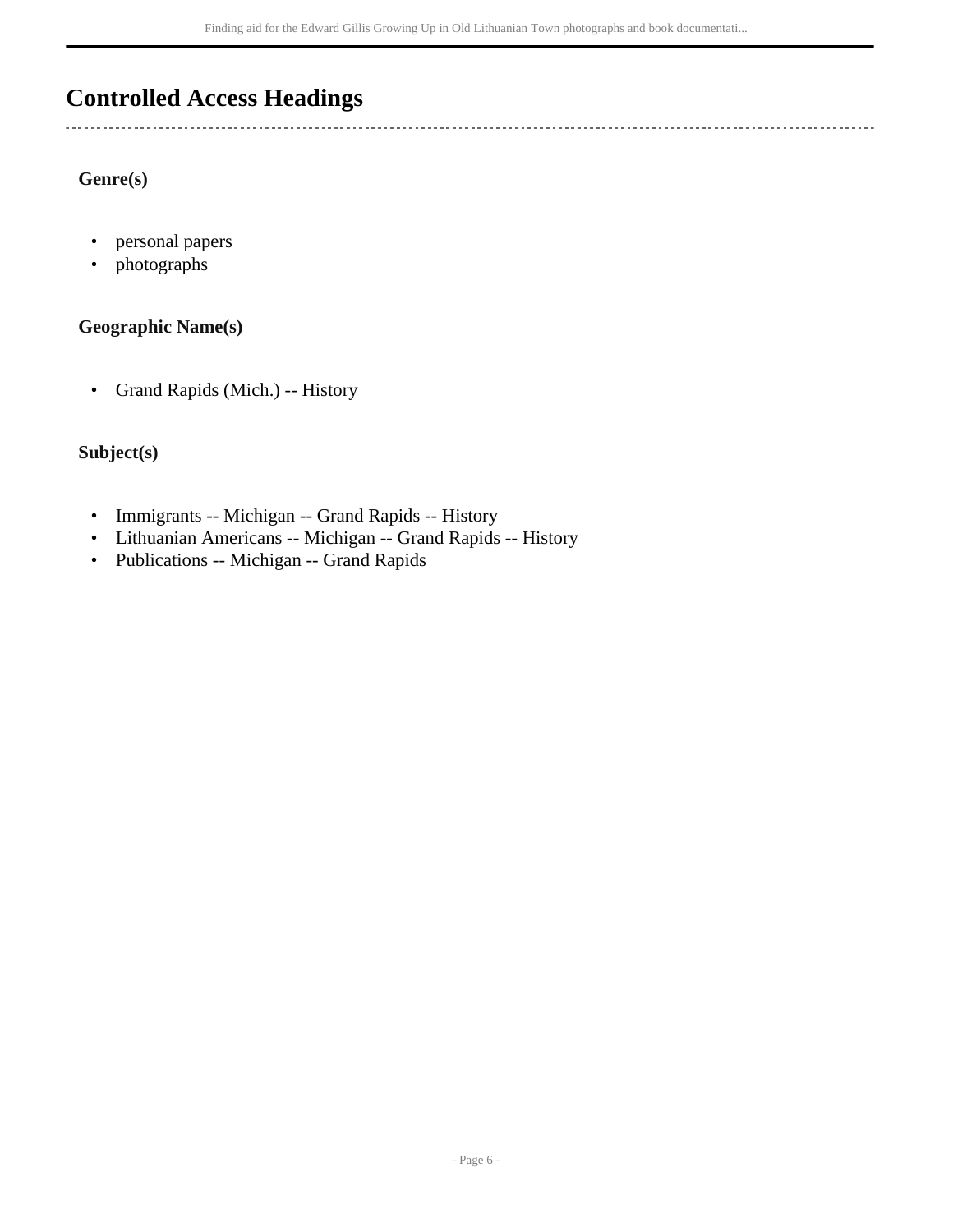# Controlled Access Headings

### Genre(s)

- personal papers
- photographs

### Geographic Name(s)

- Grand Rapids (Mich.) -- History

### Subject(s)

- Immigrants -- Michigan -- Grand Rapids -- History
- Lithuanian Americans -- Michigan -- Grand Rapids -- History
- Publications -- Michigan -- Grand Rapids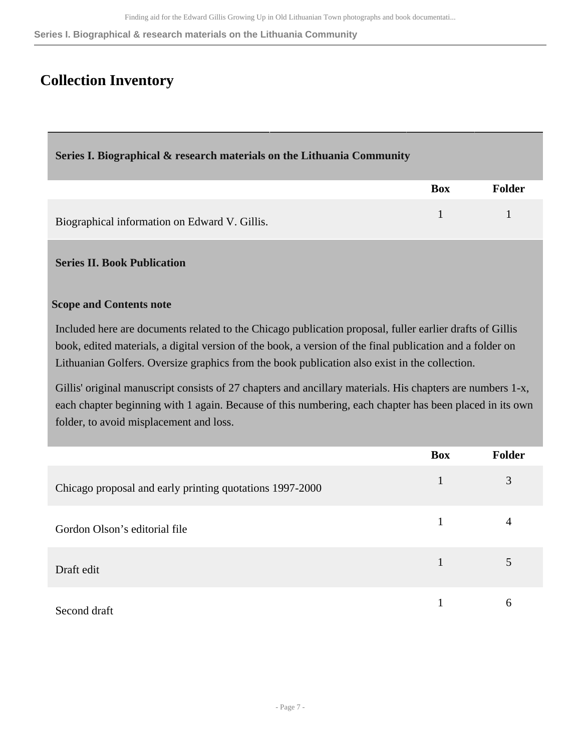# Collection Inventory

## Series I. Biographical & research materials on the Lithuania Community

| | Box | Folder |
|---|---|---|
| Biographical information on Edward V. Gillis. | 1 | 1 |

## Series II. Book Publication

### Scope and Contents note

Included here are documents related to the Chicago publication proposal, fuller earlier drafts of Gillis book, edited materials, a digital version of the book, a version of the final publication and a folder on Lithuanian Golfers. Oversize graphics from the book publication also exist in the collection.

Gillis' original manuscript consists of 27 chapters and ancillary materials. His chapters are numbers 1-x, each chapter beginning with 1 again. Because of this numbering, each chapter has been placed in its own folder, to avoid misplacement and loss.

| | Box | Folder |
|---|---|---|
| Chicago proposal and early printing quotations 1997-2000 | 1 | 3 |
| Gordon Olson’s editorial file | 1 | 4 |
| Draft edit | 1 | 5 |
| Second draft | 1 | 6 |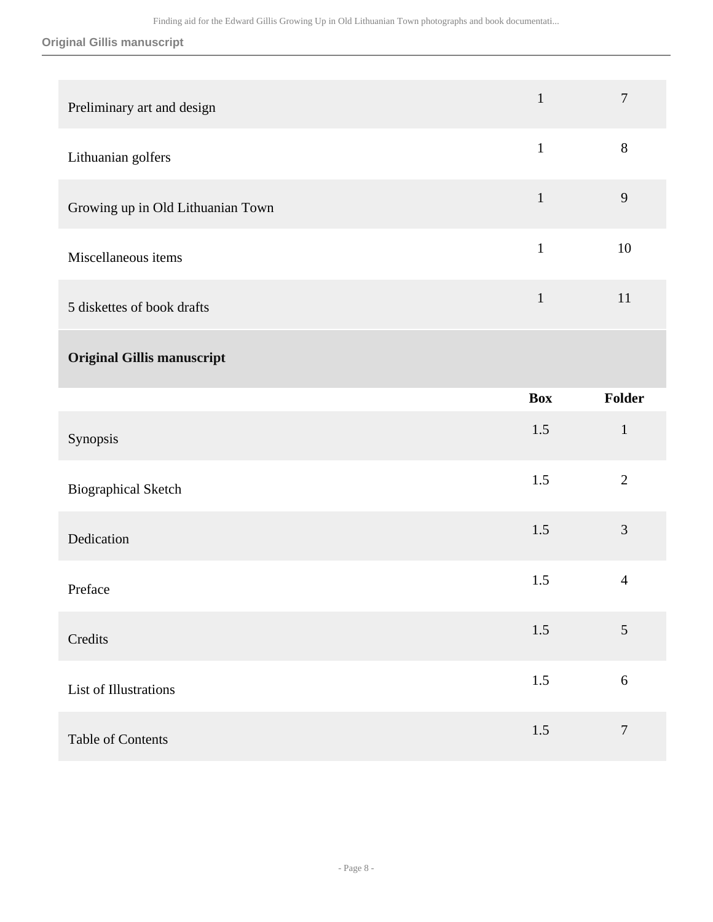| | Box | Folder |
|---|---|---|
| Preliminary art and design | 1 | 7 |
| Lithuanian golfers | 1 | 8 |
| Growing up in Old Lithuanian Town | 1 | 9 |
| Miscellaneous items | 1 | 10 |
| 5 diskettes of book drafts | 1 | 11 |

### Original Gillis manuscript

| | Box | Folder |
|---|---|---|
| Synopsis | 1.5 | 1 |
| Biographical Sketch | 1.5 | 2 |
| Dedication | 1.5 | 3 |
| Preface | 1.5 | 4 |
| Credits | 1.5 | 5 |
| List of Illustrations | 1.5 | 6 |
| Table of Contents | 1.5 | 7 |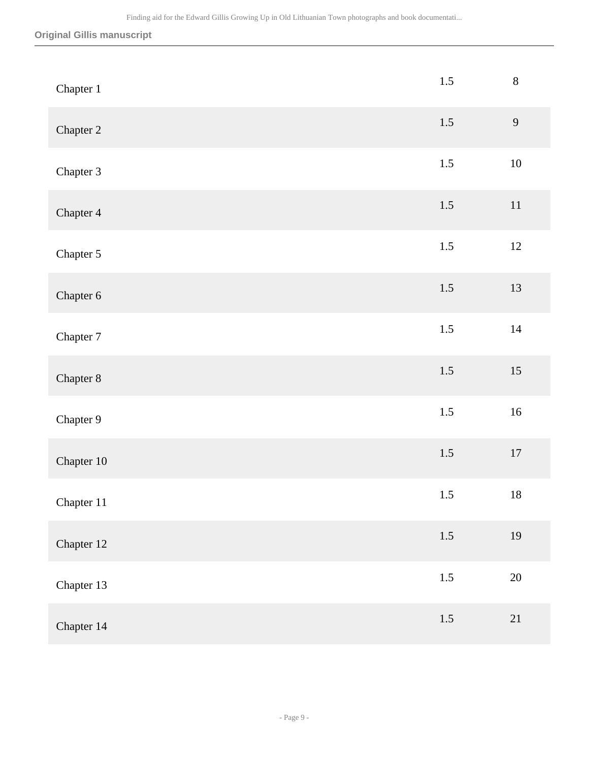## Original Gillis manuscript

| | | |
|---|---|---|
| Chapter 1 | 1.5 | 8 |
| Chapter 2 | 1.5 | 9 |
| Chapter 3 | 1.5 | 10 |
| Chapter 4 | 1.5 | 11 |
| Chapter 5 | 1.5 | 12 |
| Chapter 6 | 1.5 | 13 |
| Chapter 7 | 1.5 | 14 |
| Chapter 8 | 1.5 | 15 |
| Chapter 9 | 1.5 | 16 |
| Chapter 10 | 1.5 | 17 |
| Chapter 11 | 1.5 | 18 |
| Chapter 12 | 1.5 | 19 |
| Chapter 13 | 1.5 | 20 |
| Chapter 14 | 1.5 | 21 |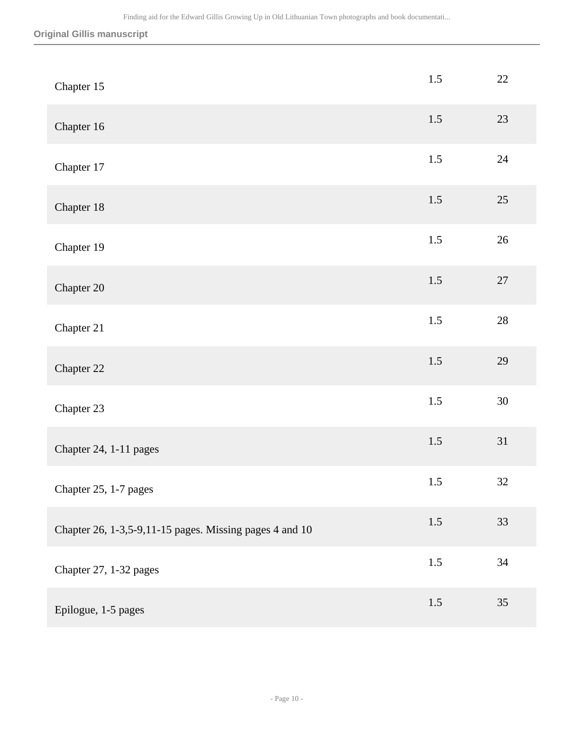## Original Gillis manuscript

| | | |
|---|---|---|
| Chapter 15 | 1.5 | 22 |
| Chapter 16 | 1.5 | 23 |
| Chapter 17 | 1.5 | 24 |
| Chapter 18 | 1.5 | 25 |
| Chapter 19 | 1.5 | 26 |
| Chapter 20 | 1.5 | 27 |
| Chapter 21 | 1.5 | 28 |
| Chapter 22 | 1.5 | 29 |
| Chapter 23 | 1.5 | 30 |
| Chapter 24, 1-11 pages | 1.5 | 31 |
| Chapter 25, 1-7 pages | 1.5 | 32 |
| Chapter 26, 1-3,5-9,11-15 pages. Missing pages 4 and 10 | 1.5 | 33 |
| Chapter 27, 1-32 pages | 1.5 | 34 |
| Epilogue, 1-5 pages | 1.5 | 35 |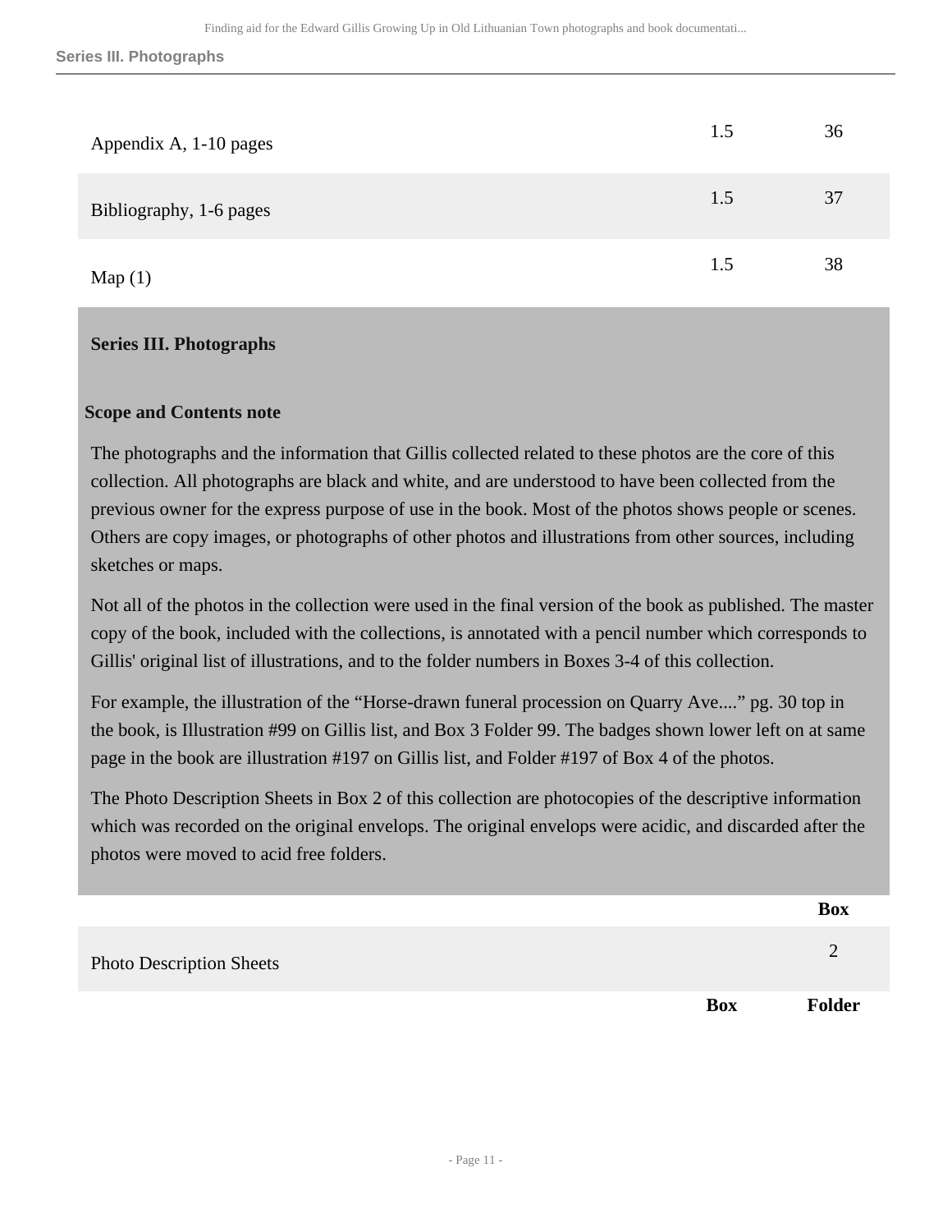| | | |
|---|---|---|
| Appendix A, 1-10 pages | 1.5 | 36 |
| Bibliography, 1-6 pages | 1.5 | 37 |
| Map (1) | 1.5 | 38 |

## Series III. Photographs

### Scope and Contents note

The photographs and the information that Gillis collected related to these photos are the core of this collection. All photographs are black and white, and are understood to have been collected from the previous owner for the express purpose of use in the book. Most of the photos shows people or scenes. Others are copy images, or photographs of other photos and illustrations from other sources, including sketches or maps.

Not all of the photos in the collection were used in the final version of the book as published. The master copy of the book, included with the collections, is annotated with a pencil number which corresponds to Gillis' original list of illustrations, and to the folder numbers in Boxes 3-4 of this collection.

For example, the illustration of the “Horse-drawn funeral procession on Quarry Ave....” pg. 30 top in the book, is Illustration #99 on Gillis list, and Box 3 Folder 99. The badges shown lower left on at same page in the book are illustration #197 on Gillis list, and Folder #197 of Box 4 of the photos.

The Photo Description Sheets in Box 2 of this collection are photocopies of the descriptive information which was recorded on the original envelops. The original envelops were acidic, and discarded after the photos were moved to acid free folders.

| | Box |
|---|---|
| Photo Description Sheets | 2 |

| | Box | Folder |
|---|---|---|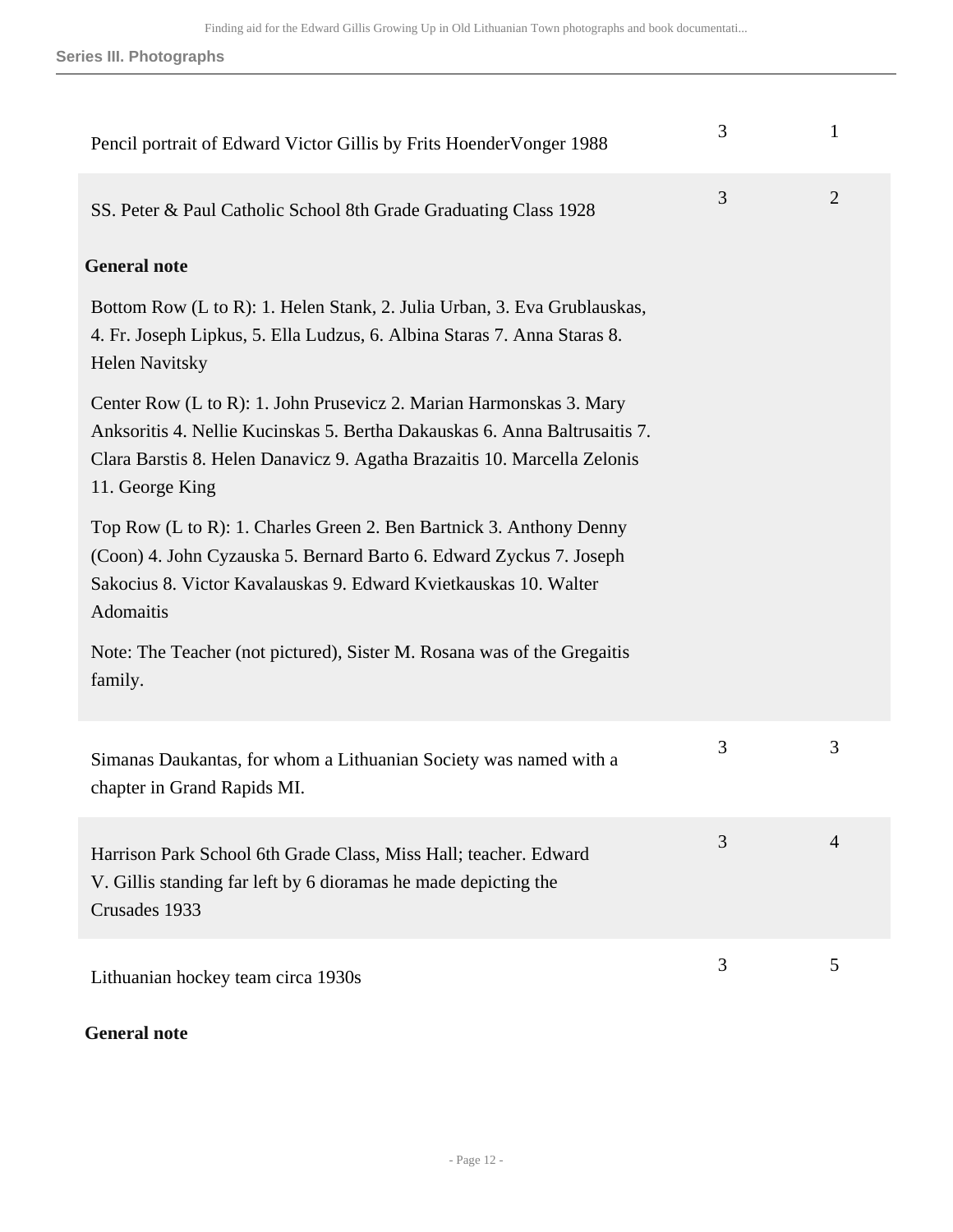| | | |
|---|---|---|
| Pencil portrait of Edward Victor Gillis by Frits HoenderVonger 1988 | 3 | 1 |
| SS. Peter & Paul Catholic School 8th Grade Graduating Class 1928 | 3 | 2 |

**General note**

Bottom Row (L to R): 1. Helen Stank, 2. Julia Urban, 3. Eva Grublauskas, 4. Fr. Joseph Lipkus, 5. Ella Ludzus, 6. Albina Staras 7. Anna Staras 8. Helen Navitsky

Center Row (L to R): 1. John Prusevicz 2. Marian Harmonskas 3. Mary Anksoritis 4. Nellie Kucinskas 5. Bertha Dakauskas 6. Anna Baltrusaitis 7. Clara Barstis 8. Helen Danavicz 9. Agatha Brazaitis 10. Marcella Zelonis 11. George King

Top Row (L to R): 1. Charles Green 2. Ben Bartnick 3. Anthony Denny (Coon) 4. John Cyzauska 5. Bernard Barto 6. Edward Zyckus 7. Joseph Sakocius 8. Victor Kavalauskas 9. Edward Kvietkauskas 10. Walter Adomaitis

Note: The Teacher (not pictured), Sister M. Rosana was of the Gregaitis family.

| | | |
|---|---|---|
| Simanas Daukantas, for whom a Lithuanian Society was named with a chapter in Grand Rapids MI. | 3 | 3 |
| Harrison Park School 6th Grade Class, Miss Hall; teacher. Edward V. Gillis standing far left by 6 dioramas he made depicting the Crusades 1933 | 3 | 4 |
| Lithuanian hockey team circa 1930s | 3 | 5 |

**General note**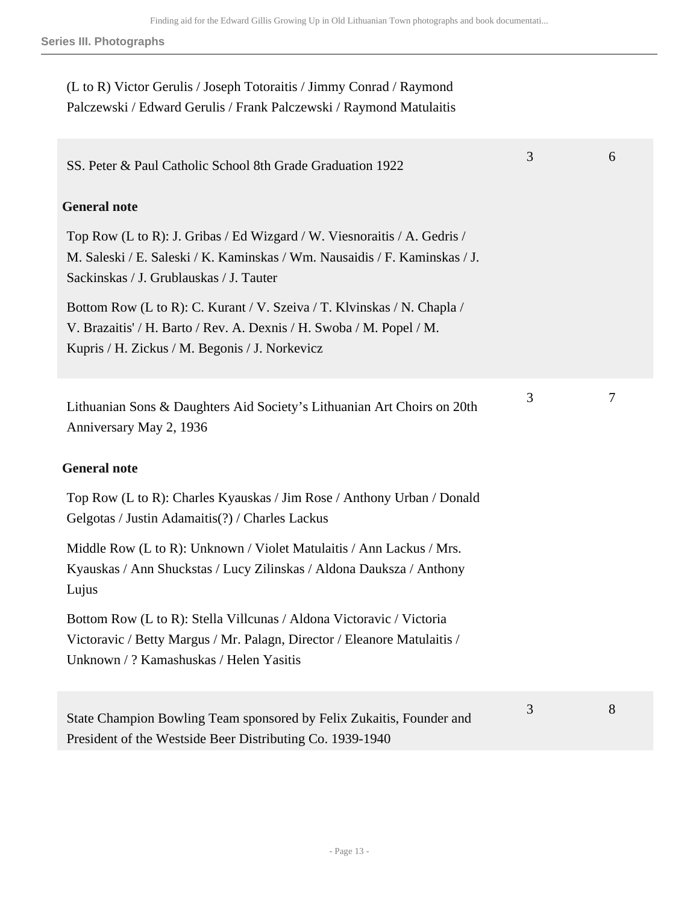**Series III. Photographs**

(L to R) Victor Gerulis / Joseph Totoraitis / Jimmy Conrad / Raymond Palczewski / Edward Gerulis / Frank Palczewski / Raymond Matulaitis

| | | |
|---|---|---|
| SS. Peter & Paul Catholic School 8th Grade Graduation 1922<br><br>**General note**<br><br>Top Row (L to R): J. Gribas / Ed Wizgard / W. Viesnoraitis / A. Gedris / M. Saleski / E. Saleski / K. Kaminskas / Wm. Nausaidis / F. Kaminskas / J. Sackinskas / J. Grublauskas / J. Tauter<br><br>Bottom Row (L to R): C. Kurant / V. Szeiva / T. Klvinskas / N. Chapla / V. Brazaitis' / H. Barto / Rev. A. Dexnis / H. Swoba / M. Popel / M. Kupris / H. Zickus / M. Begonis / J. Norkevicz | 3 | 6 |
| Lithuanian Sons & Daughters Aid Society's Lithuanian Art Choirs on 20th Anniversary May 2, 1936<br><br>**General note**<br><br>Top Row (L to R): Charles Kyauskas / Jim Rose / Anthony Urban / Donald Gelgotas / Justin Adamaitis(?) / Charles Lackus<br><br>Middle Row (L to R): Unknown / Violet Matulaitis / Ann Lackus / Mrs. Kyauskas / Ann Shuckstas / Lucy Zilinskas / Aldona Dauksza / Anthony Lujus<br><br>Bottom Row (L to R): Stella Villcunas / Aldona Victoravic / Victoria Victoravic / Betty Margus / Mr. Palagn, Director / Eleanore Matulaitis / Unknown / ? Kamashuskas / Helen Yasitis | 3 | 7 |
| State Champion Bowling Team sponsored by Felix Zukaitis, Founder and President of the Westside Beer Distributing Co. 1939-1940 | 3 | 8 |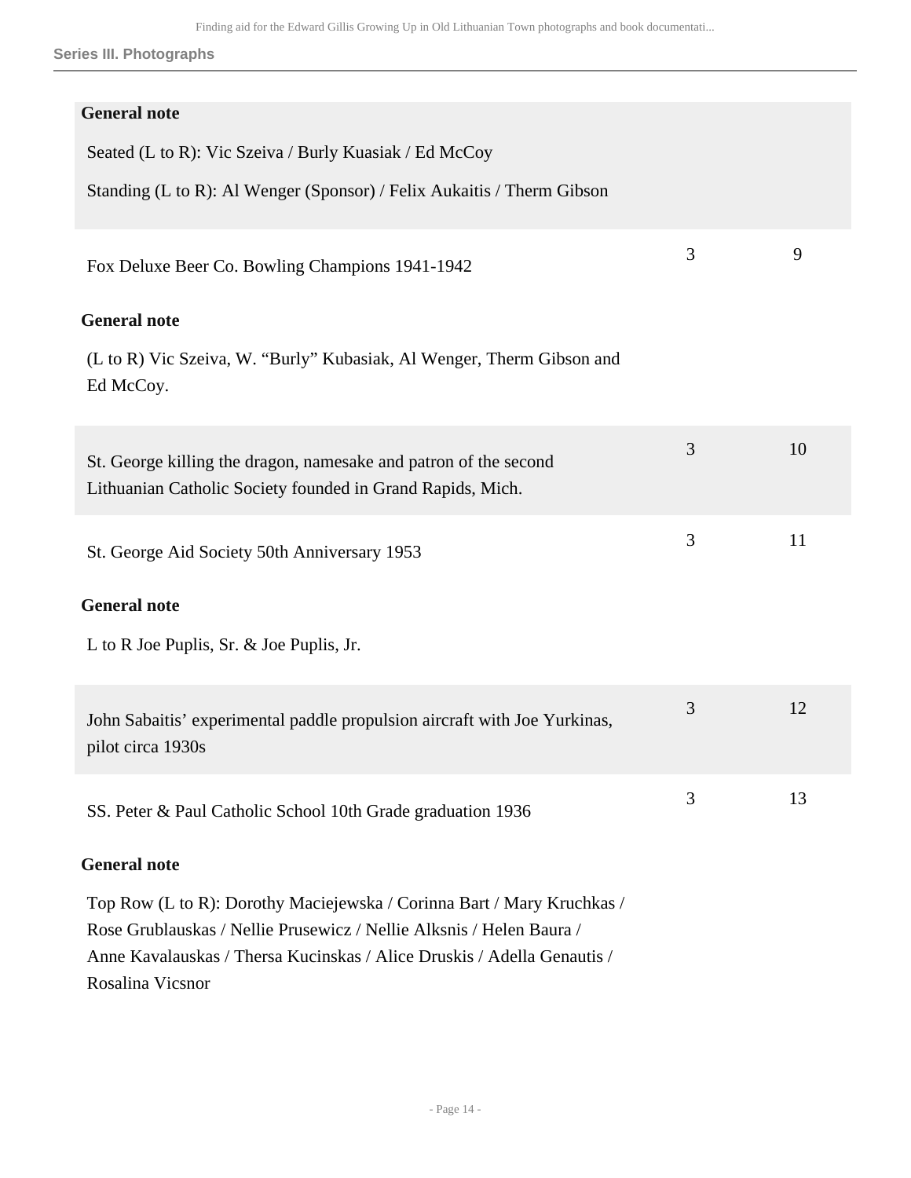### Series III. Photographs

**General note**

Seated (L to R): Vic Szeiva / Burly Kuasiak / Ed McCoy

Standing (L to R): Al Wenger (Sponsor) / Felix Aukaitis / Therm Gibson

| Title | Box | Folder |
| --- | --- | --- |
| Fox Deluxe Beer Co. Bowling Champions 1941-1942 | 3 | 9 |

**General note**

(L to R) Vic Szeiva, W. "Burly" Kubasiak, Al Wenger, Therm Gibson and Ed McCoy.

| Title | Box | Folder |
| --- | --- | --- |
| St. George killing the dragon, namesake and patron of the second Lithuanian Catholic Society founded in Grand Rapids, Mich. | 3 | 10 |
| St. George Aid Society 50th Anniversary 1953 | 3 | 11 |

**General note**

L to R Joe Puplis, Sr. & Joe Puplis, Jr.

| Title | Box | Folder |
| --- | --- | --- |
| John Sabaitis' experimental paddle propulsion aircraft with Joe Yurkinas, pilot circa 1930s | 3 | 12 |
| SS. Peter & Paul Catholic School 10th Grade graduation 1936 | 3 | 13 |

**General note**

Top Row (L to R): Dorothy Maciejewska / Corinna Bart / Mary Kruchkas / Rose Grublauskas / Nellie Prusewicz / Nellie Alksnis / Helen Baura / Anne Kavalauskas / Thersa Kucinskas / Alice Druskis / Adella Genautis / Rosalina Vicsnor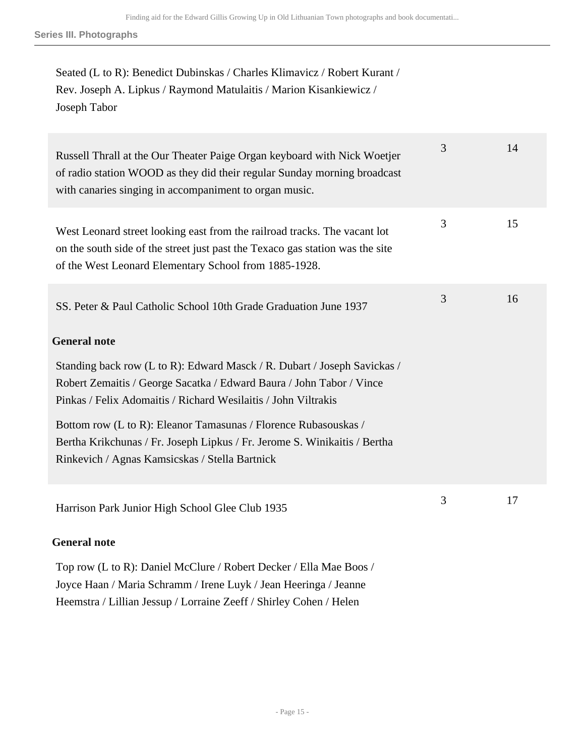Seated (L to R): Benedict Dubinskas / Charles Klimavicz / Robert Kurant / Rev. Joseph A. Lipkus / Raymond Matulaitis / Marion Kisankiewicz / Joseph Tabor

| | | |
|---|---|---|
| Russell Thrall at the Our Theater Paige Organ keyboard with Nick Woetjer of radio station WOOD as they did their regular Sunday morning broadcast with canaries singing in accompaniment to organ music. | 3 | 14 |
| West Leonard street looking east from the railroad tracks. The vacant lot on the south side of the street just past the Texaco gas station was the site of the West Leonard Elementary School from 1885-1928. | 3 | 15 |
| SS. Peter & Paul Catholic School 10th Grade Graduation June 1937 | 3 | 16 |

**General note**

Standing back row (L to R): Edward Masck / R. Dubart / Joseph Savickas / Robert Zemaitis / George Sacatka / Edward Baura / John Tabor / Vince Pinkas / Felix Adomaitis / Richard Wesilaitis / John Viltrakis

Bottom row (L to R): Eleanor Tamasunas / Florence Rubasouskas / Bertha Krikchunas / Fr. Joseph Lipkus / Fr. Jerome S. Winikaitis / Bertha Rinkevich / Agnas Kamsicskas / Stella Bartnick

| | | |
|---|---|---|
| Harrison Park Junior High School Glee Club 1935 | 3 | 17 |

**General note**

Top row (L to R): Daniel McClure / Robert Decker / Ella Mae Boos / Joyce Haan / Maria Schramm / Irene Luyk / Jean Heeringa / Jeanne Heemstra / Lillian Jessup / Lorraine Zeeff / Shirley Cohen / Helen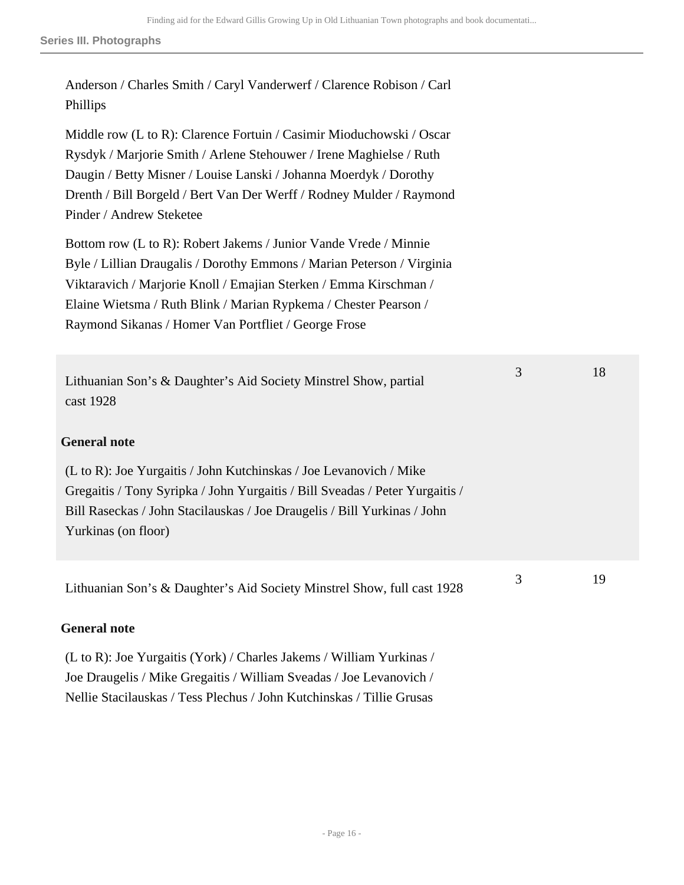Anderson / Charles Smith / Caryl Vanderwerf / Clarence Robison / Carl Phillips

Middle row (L to R): Clarence Fortuin / Casimir Mioduchowski / Oscar Rysdyk / Marjorie Smith / Arlene Stehouwer / Irene Maghielse / Ruth Daugin / Betty Misner / Louise Lanski / Johanna Moerdyk / Dorothy Drenth / Bill Borgeld / Bert Van Der Werff / Rodney Mulder / Raymond Pinder / Andrew Steketee

Bottom row (L to R): Robert Jakems / Junior Vande Vrede / Minnie Byle / Lillian Draugalis / Dorothy Emmons / Marian Peterson / Virginia Viktaravich / Marjorie Knoll / Emajian Sterken / Emma Kirschman / Elaine Wietsma / Ruth Blink / Marian Rypkema / Chester Pearson / Raymond Sikanas / Homer Van Portfliet / George Frose

| | | |
|---|---|---|
| Lithuanian Son's & Daughter's Aid Society Minstrel Show, partial cast 1928 | 3 | 18 |

**General note**

(L to R): Joe Yurgaitis / John Kutchinskas / Joe Levanovich / Mike Gregaitis / Tony Syripka / John Yurgaitis / Bill Sveadas / Peter Yurgaitis / Bill Raseckas / John Stacilauskas / Joe Draugelis / Bill Yurkinas / John Yurkinas (on floor)

| | | |
|---|---|---|
| Lithuanian Son's & Daughter's Aid Society Minstrel Show, full cast 1928 | 3 | 19 |

**General note**

(L to R): Joe Yurgaitis (York) / Charles Jakems / William Yurkinas / Joe Draugelis / Mike Gregaitis / William Sveadas / Joe Levanovich / Nellie Stacilauskas / Tess Plechus / John Kutchinskas / Tillie Grusas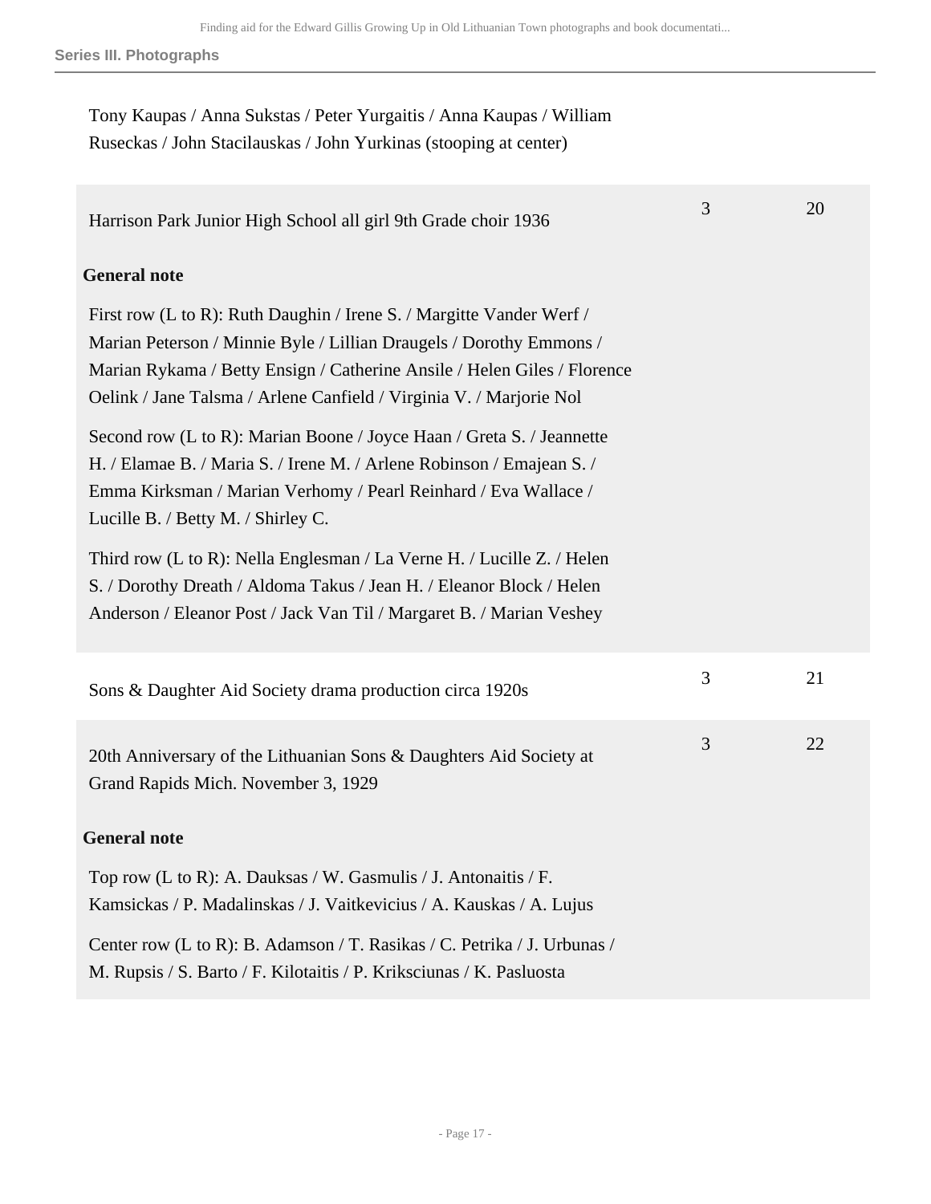Tony Kaupas / Anna Sukstas / Peter Yurgaitis / Anna Kaupas / William Ruseckas / John Stacilauskas / John Yurkinas (stooping at center)

| | | |
|---|---|---|
| Harrison Park Junior High School all girl 9th Grade choir 1936 | 3 | 20 |

**General note**

First row (L to R): Ruth Daughin / Irene S. / Margitte Vander Werf / Marian Peterson / Minnie Byle / Lillian Draugels / Dorothy Emmons / Marian Rykama / Betty Ensign / Catherine Ansile / Helen Giles / Florence Oelink / Jane Talsma / Arlene Canfield / Virginia V. / Marjorie Nol

Second row (L to R): Marian Boone / Joyce Haan / Greta S. / Jeannette H. / Elamae B. / Maria S. / Irene M. / Arlene Robinson / Emajean S. / Emma Kirksman / Marian Verhomy / Pearl Reinhard / Eva Wallace / Lucille B. / Betty M. / Shirley C.

Third row (L to R): Nella Englesman / La Verne H. / Lucille Z. / Helen S. / Dorothy Dreath / Aldoma Takus / Jean H. / Eleanor Block / Helen Anderson / Eleanor Post / Jack Van Til / Margaret B. / Marian Veshey

| | | |
|---|---|---|
| Sons & Daughter Aid Society drama production circa 1920s | 3 | 21 |
| 20th Anniversary of the Lithuanian Sons & Daughters Aid Society at Grand Rapids Mich. November 3, 1929 | 3 | 22 |

**General note**

Top row (L to R): A. Dauksas / W. Gasmulis / J. Antonaitis / F. Kamsickas / P. Madalinskas / J. Vaitkevicius / A. Kauskas / A. Lujus

Center row (L to R): B. Adamson / T. Rasikas / C. Petrika / J. Urbunas / M. Rupsis / S. Barto / F. Kilotaitis / P. Kriksciunas / K. Pasluosta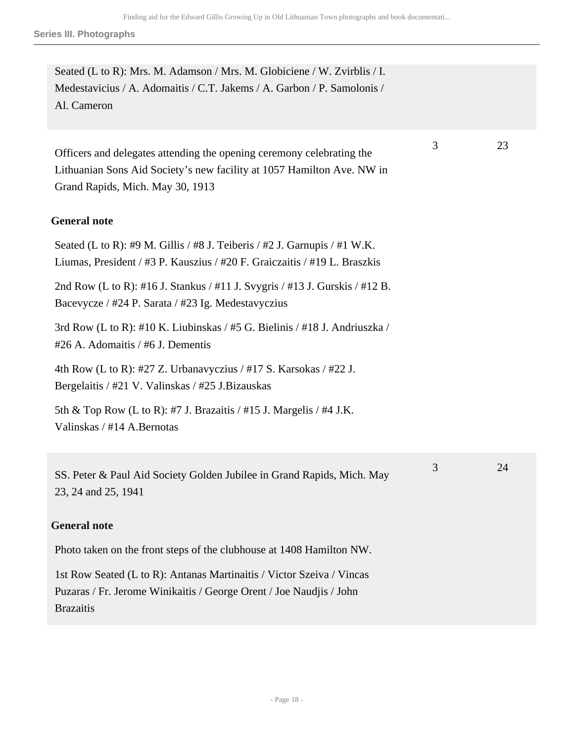Seated (L to R): Mrs. M. Adamson / Mrs. M. Globiciene / W. Zvirblis / I. Medestavicius / A. Adomaitis / C.T. Jakems / A. Garbon / P. Samolonis / Al. Cameron

| | Box | Folder |
|---|---|---|
| Officers and delegates attending the opening ceremony celebrating the Lithuanian Sons Aid Society's new facility at 1057 Hamilton Ave. NW in Grand Rapids, Mich. May 30, 1913 | 3 | 23 |

**General note**

Seated (L to R): #9 M. Gillis / #8 J. Teiberis / #2 J. Garnupis / #1 W.K. Liumas, President / #3 P. Kauszius / #20 F. Graiczaitis / #19 L. Braszkis

2nd Row (L to R): #16 J. Stankus / #11 J. Svygris / #13 J. Gurskis / #12 B. Bacevycze / #24 P. Sarata / #23 Ig. Medestavyczius

3rd Row (L to R): #10 K. Liubinskas / #5 G. Bielinis / #18 J. Andriuszka / #26 A. Adomaitis / #6 J. Dementis

4th Row (L to R): #27 Z. Urbanavyczius / #17 S. Karsokas / #22 J. Bergelaitis / #21 V. Valinskas / #25 J.Bizauskas

5th & Top Row (L to R): #7 J. Brazaitis / #15 J. Margelis / #4 J.K. Valinskas / #14 A.Bernotas

| | Box | Folder |
|---|---|---|
| SS. Peter & Paul Aid Society Golden Jubilee in Grand Rapids, Mich. May 23, 24 and 25, 1941 | 3 | 24 |

**General note**

Photo taken on the front steps of the clubhouse at 1408 Hamilton NW.

1st Row Seated (L to R): Antanas Martinaitis / Victor Szeiva / Vincas Puzaras / Fr. Jerome Winikaitis / George Orent / Joe Naudjis / John Brazaitis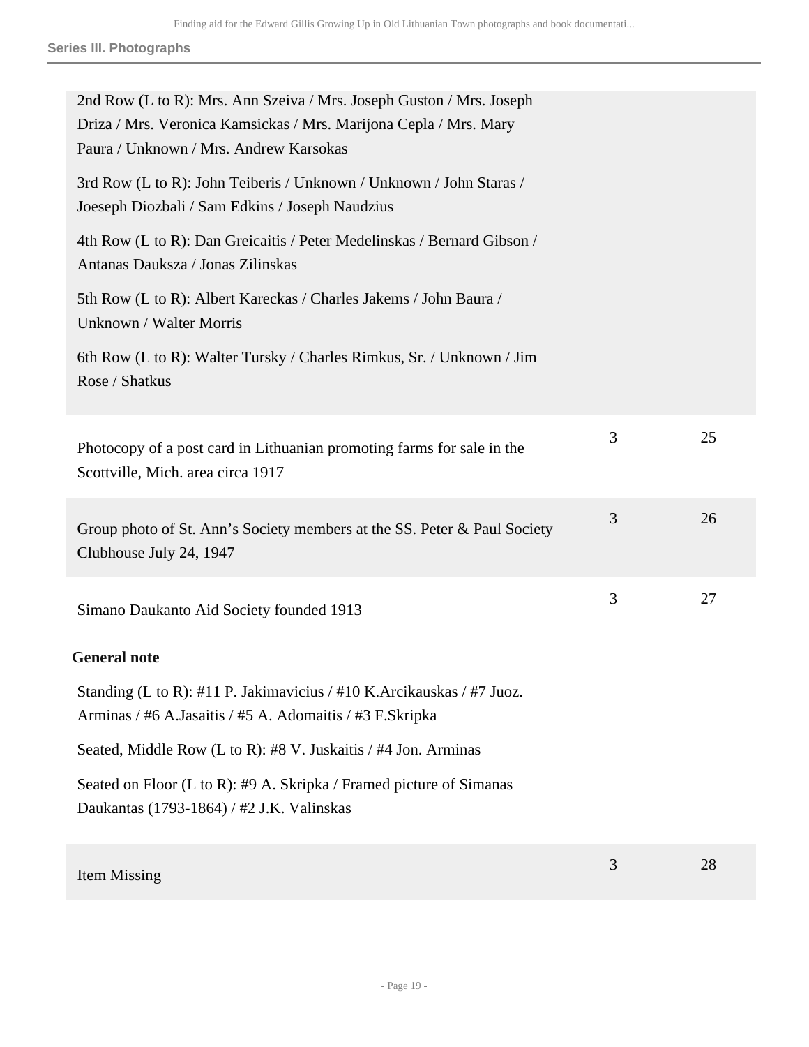2nd Row (L to R): Mrs. Ann Szeiva / Mrs. Joseph Guston / Mrs. Joseph Driza / Mrs. Veronica Kamsickas / Mrs. Marijona Cepla / Mrs. Mary Paura / Unknown / Mrs. Andrew Karsokas

3rd Row (L to R): John Teiberis / Unknown / Unknown / John Staras / Joeseph Diozbali / Sam Edkins / Joseph Naudzius

4th Row (L to R): Dan Greicaitis / Peter Medelinskas / Bernard Gibson / Antanas Dauksza / Jonas Zilinskas

5th Row (L to R): Albert Kareckas / Charles Jakems / John Baura / Unknown / Walter Morris

6th Row (L to R): Walter Tursky / Charles Rimkus, Sr. / Unknown / Jim Rose / Shatkus

| | | |
|---|---|---|
| Photocopy of a post card in Lithuanian promoting farms for sale in the Scottville, Mich. area circa 1917 | 3 | 25 |
| Group photo of St. Ann's Society members at the SS. Peter & Paul Society Clubhouse July 24, 1947 | 3 | 26 |
| Simano Daukanto Aid Society founded 1913 | 3 | 27 |

**General note**

Standing (L to R): #11 P. Jakimavicius / #10 K.Arcikauskas / #7 Juoz. Arminas / #6 A.Jasaitis / #5 A. Adomaitis / #3 F.Skripka

Seated, Middle Row (L to R): #8 V. Juskaitis / #4 Jon. Arminas

Seated on Floor (L to R): #9 A. Skripka / Framed picture of Simanas Daukantas (1793-1864) / #2 J.K. Valinskas

| | | |
|---|---|---|
| Item Missing | 3 | 28 |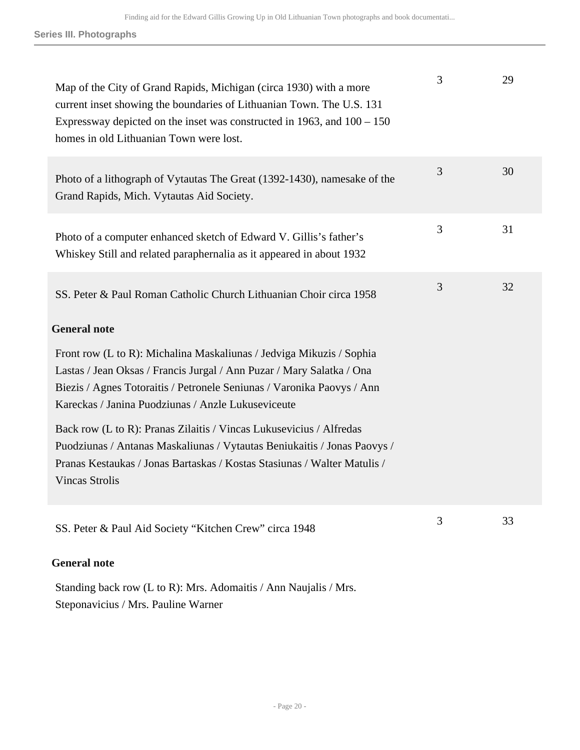Map of the City of Grand Rapids, Michigan (circa 1930) with a more current inset showing the boundaries of Lithuanian Town. The U.S. 131 Expressway depicted on the inset was constructed in 1963, and 100 – 150 homes in old Lithuanian Town were lost. | 3 | 29

Photo of a lithograph of Vytautas The Great (1392-1430), namesake of the Grand Rapids, Mich. Vytautas Aid Society. | 3 | 30

Photo of a computer enhanced sketch of Edward V. Gillis's father's Whiskey Still and related paraphernalia as it appeared in about 1932 | 3 | 31

SS. Peter & Paul Roman Catholic Church Lithuanian Choir circa 1958 | 3 | 32

**General note**

Front row (L to R): Michalina Maskaliunas / Jedviga Mikuzis / Sophia Lastas / Jean Oksas / Francis Jurgal / Ann Puzar / Mary Salatka / Ona Biezis / Agnes Totoraitis / Petronele Seniunas / Varonika Paovys / Ann Kareckas / Janina Puodziunas / Anzle Lukuseviceute

Back row (L to R): Pranas Zilaitis / Vincas Lukusevicius / Alfredas Puodziunas / Antanas Maskaliunas / Vytautas Beniukaitis / Jonas Paovys / Pranas Kestaukas / Jonas Bartaskas / Kostas Stasiunas / Walter Matulis / Vincas Strolis

SS. Peter & Paul Aid Society "Kitchen Crew" circa 1948 | 3 | 33

**General note**

Standing back row (L to R): Mrs. Adomaitis / Ann Naujalis / Mrs. Steponavicius / Mrs. Pauline Warner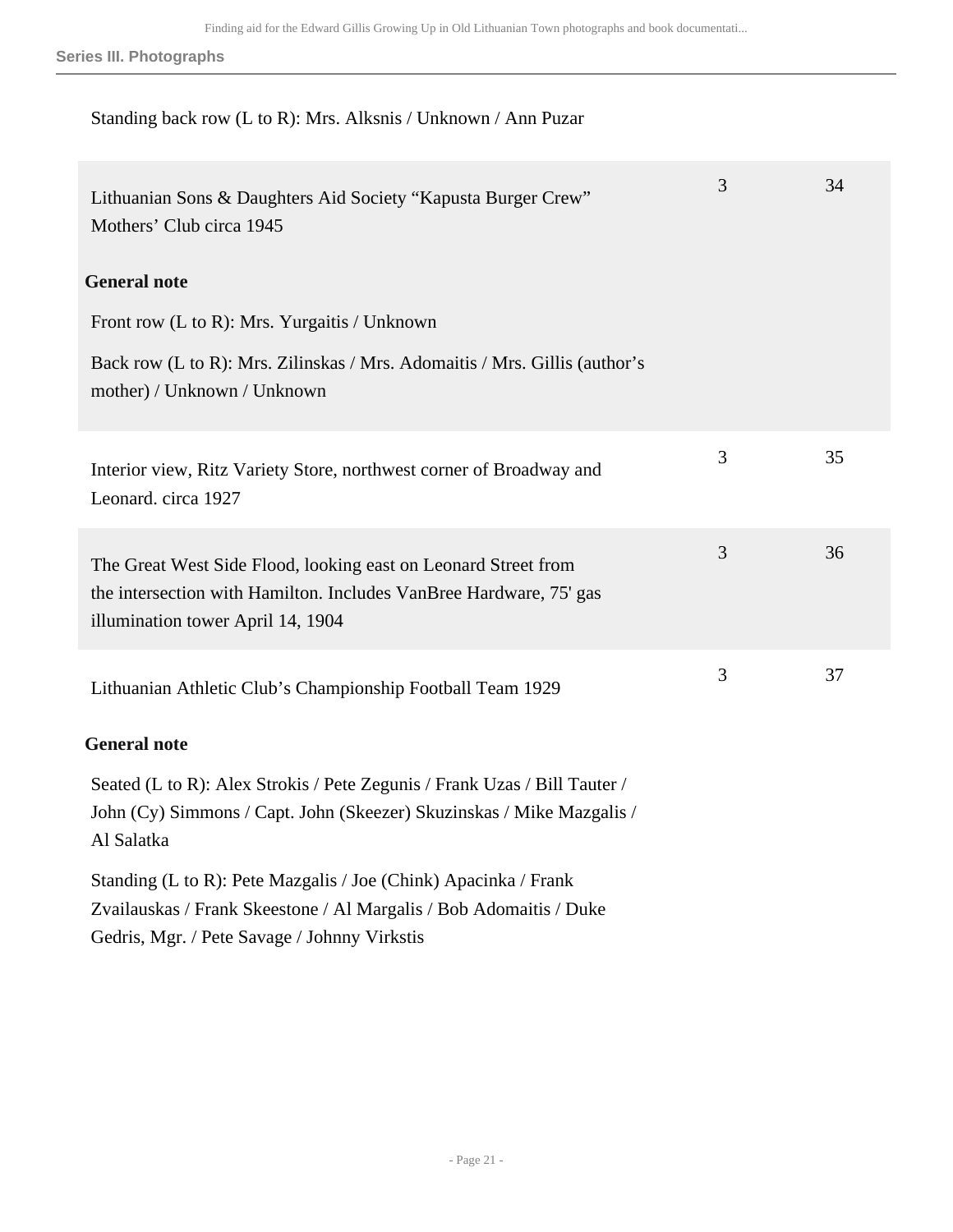Standing back row (L to R): Mrs. Alksnis / Unknown / Ann Puzar

| | Box | Folder |
|---|---|---|
| Lithuanian Sons & Daughters Aid Society “Kapusta Burger Crew” Mothers’ Club circa 1945 | 3 | 34 |

**General note**

Front row (L to R): Mrs. Yurgaitis / Unknown

Back row (L to R): Mrs. Zilinskas / Mrs. Adomaitis / Mrs. Gillis (author’s mother) / Unknown / Unknown

| | Box | Folder |
|---|---|---|
| Interior view, Ritz Variety Store, northwest corner of Broadway and Leonard. circa 1927 | 3 | 35 |
| The Great West Side Flood, looking east on Leonard Street from the intersection with Hamilton. Includes VanBree Hardware, 75' gas illumination tower April 14, 1904 | 3 | 36 |
| Lithuanian Athletic Club’s Championship Football Team 1929 | 3 | 37 |

**General note**

Seated (L to R): Alex Strokis / Pete Zegunis / Frank Uzas / Bill Tauter / John (Cy) Simmons / Capt. John (Skeezer) Skuzinskas / Mike Mazgalis / Al Salatka

Standing (L to R): Pete Mazgalis / Joe (Chink) Apacinka / Frank Zvailauskas / Frank Skeestone / Al Margalis / Bob Adomaitis / Duke Gedris, Mgr. / Pete Savage / Johnny Virkstis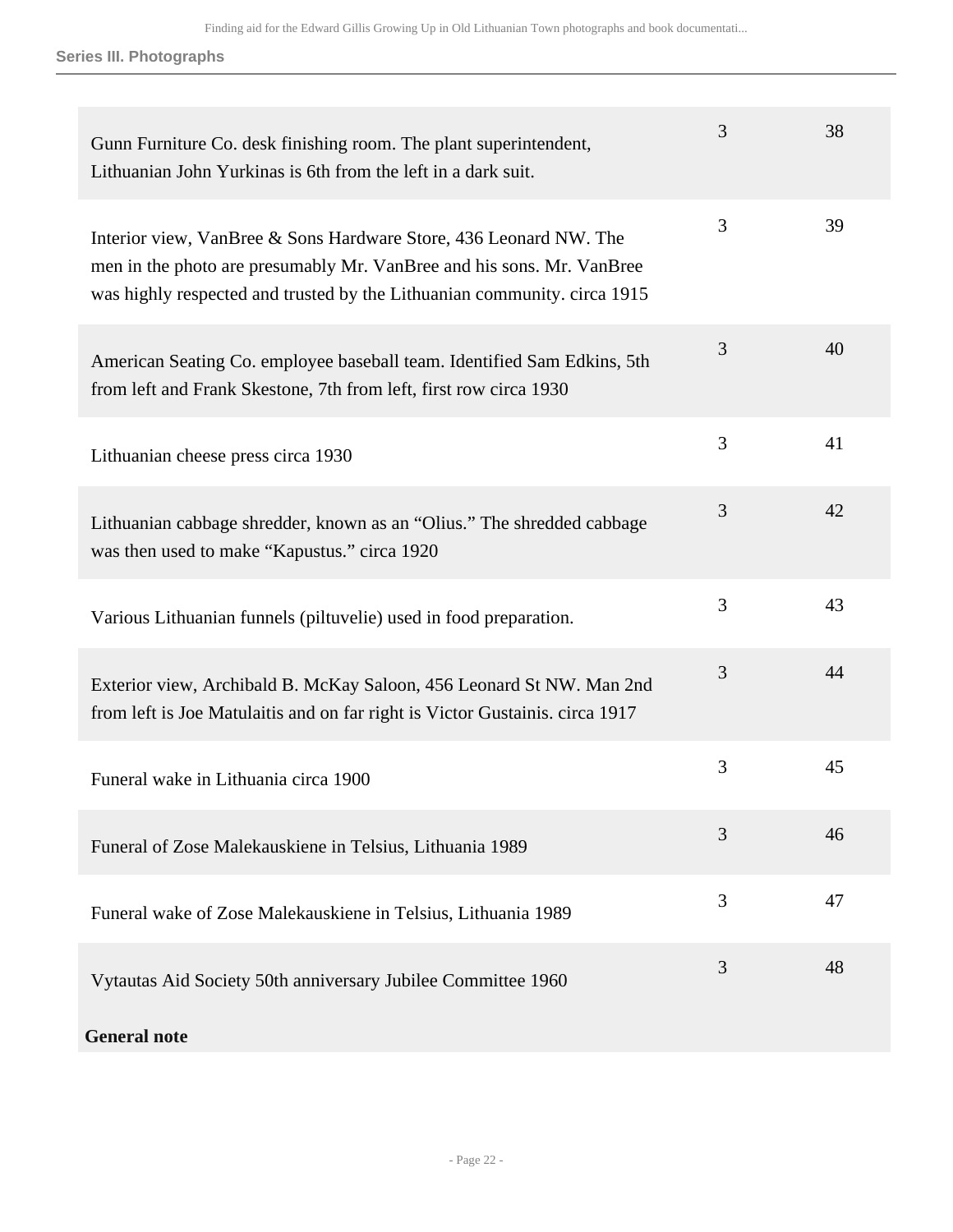### Series III. Photographs

| | | |
|---|---|---|
| Gunn Furniture Co. desk finishing room. The plant superintendent, Lithuanian John Yurkinas is 6th from the left in a dark suit. | 3 | 38 |
| Interior view, VanBree & Sons Hardware Store, 436 Leonard NW. The men in the photo are presumably Mr. VanBree and his sons. Mr. VanBree was highly respected and trusted by the Lithuanian community. circa 1915 | 3 | 39 |
| American Seating Co. employee baseball team. Identified Sam Edkins, 5th from left and Frank Skestone, 7th from left, first row circa 1930 | 3 | 40 |
| Lithuanian cheese press circa 1930 | 3 | 41 |
| Lithuanian cabbage shredder, known as an “Olius.” The shredded cabbage was then used to make “Kapustus.” circa 1920 | 3 | 42 |
| Various Lithuanian funnels (piltuvelie) used in food preparation. | 3 | 43 |
| Exterior view, Archibald B. McKay Saloon, 456 Leonard St NW. Man 2nd from left is Joe Matulaitis and on far right is Victor Gustainis. circa 1917 | 3 | 44 |
| Funeral wake in Lithuania circa 1900 | 3 | 45 |
| Funeral of Zose Malekauskiene in Telsius, Lithuania 1989 | 3 | 46 |
| Funeral wake of Zose Malekauskiene in Telsius, Lithuania 1989 | 3 | 47 |
| Vytautas Aid Society 50th anniversary Jubilee Committee 1960 | 3 | 48 |

**General note**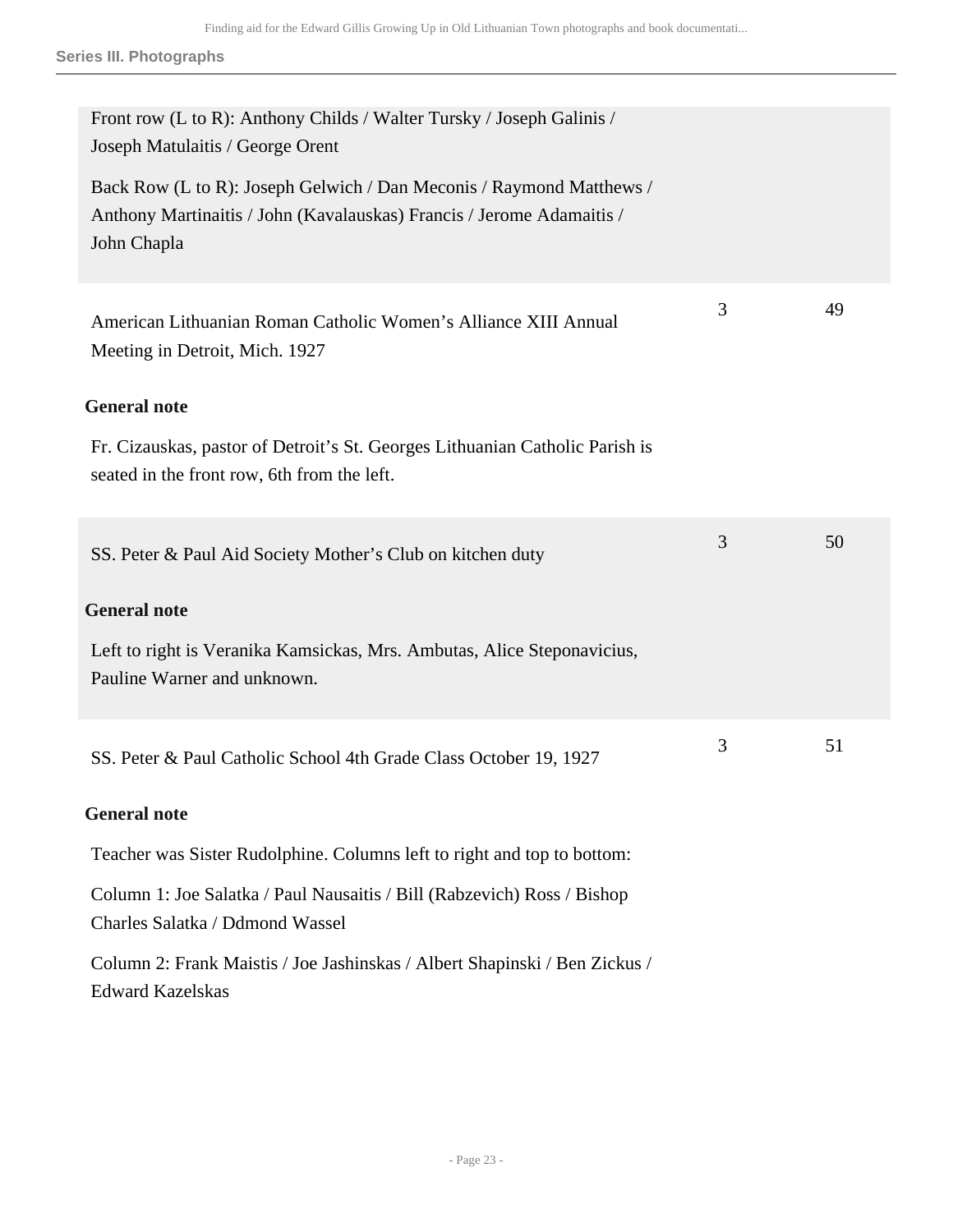**Series III. Photographs**

Front row (L to R): Anthony Childs / Walter Tursky / Joseph Galinis / Joseph Matulaitis / George Orent

Back Row (L to R): Joseph Gelwich / Dan Meconis / Raymond Matthews / Anthony Martinaitis / John (Kavalauskas) Francis / Jerome Adamaitis / John Chapla

| Title | Box | Folder |
|---|---|---|
| American Lithuanian Roman Catholic Women's Alliance XIII Annual Meeting in Detroit, Mich. 1927 | 3 | 49 |

**General note**

Fr. Cizauskas, pastor of Detroit's St. Georges Lithuanian Catholic Parish is seated in the front row, 6th from the left.

| Title | Box | Folder |
|---|---|---|
| SS. Peter & Paul Aid Society Mother's Club on kitchen duty | 3 | 50 |

**General note**

Left to right is Veranika Kamsickas, Mrs. Ambutas, Alice Steponavicius, Pauline Warner and unknown.

| Title | Box | Folder |
|---|---|---|
| SS. Peter & Paul Catholic School 4th Grade Class October 19, 1927 | 3 | 51 |

**General note**

Teacher was Sister Rudolphine. Columns left to right and top to bottom:

Column 1: Joe Salatka / Paul Nausaitis / Bill (Rabzevich) Ross / Bishop Charles Salatka / Ddmond Wassel

Column 2: Frank Maistis / Joe Jashinskas / Albert Shapinski / Ben Zickus / Edward Kazelskas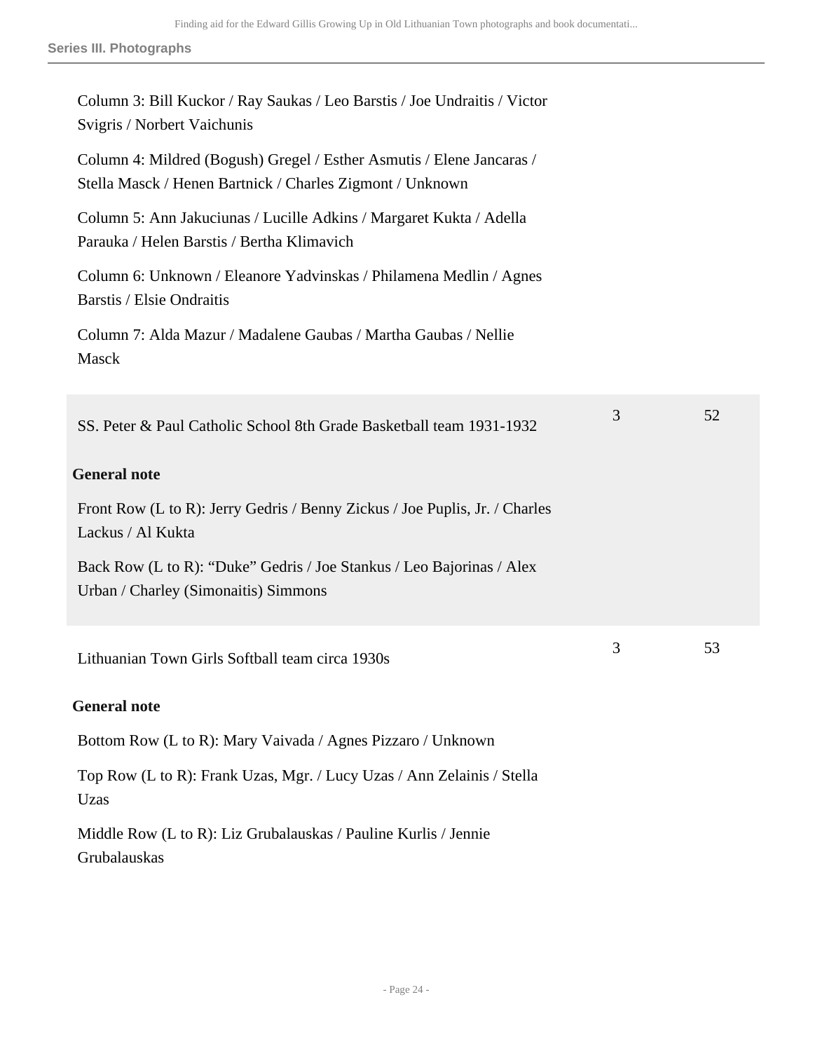Column 3: Bill Kuckor / Ray Saukas / Leo Barstis / Joe Undraitis / Victor Svigris / Norbert Vaichunis

Column 4: Mildred (Bogush) Gregel / Esther Asmutis / Elene Jancaras / Stella Masck / Henen Bartnick / Charles Zigmont / Unknown

Column 5: Ann Jakuciunas / Lucille Adkins / Margaret Kukta / Adella Parauka / Helen Barstis / Bertha Klimavich

Column 6: Unknown / Eleanore Yadvinskas / Philamena Medlin / Agnes Barstis / Elsie Ondraitis

Column 7: Alda Mazur / Madalene Gaubas / Martha Gaubas / Nellie Masck

| Title | Box | Folder |
| --- | --- | --- |
| SS. Peter & Paul Catholic School 8th Grade Basketball team 1931-1932 | 3 | 52 |

**General note**

Front Row (L to R): Jerry Gedris / Benny Zickus / Joe Puplis, Jr. / Charles Lackus / Al Kukta

Back Row (L to R): “Duke” Gedris / Joe Stankus / Leo Bajorinas / Alex Urban / Charley (Simonaitis) Simmons

| Title | Box | Folder |
| --- | --- | --- |
| Lithuanian Town Girls Softball team circa 1930s | 3 | 53 |

**General note**

Bottom Row (L to R): Mary Vaivada / Agnes Pizzaro / Unknown

Top Row (L to R): Frank Uzas, Mgr. / Lucy Uzas / Ann Zelainis / Stella Uzas

Middle Row (L to R): Liz Grubalauskas / Pauline Kurlis / Jennie Grubalauskas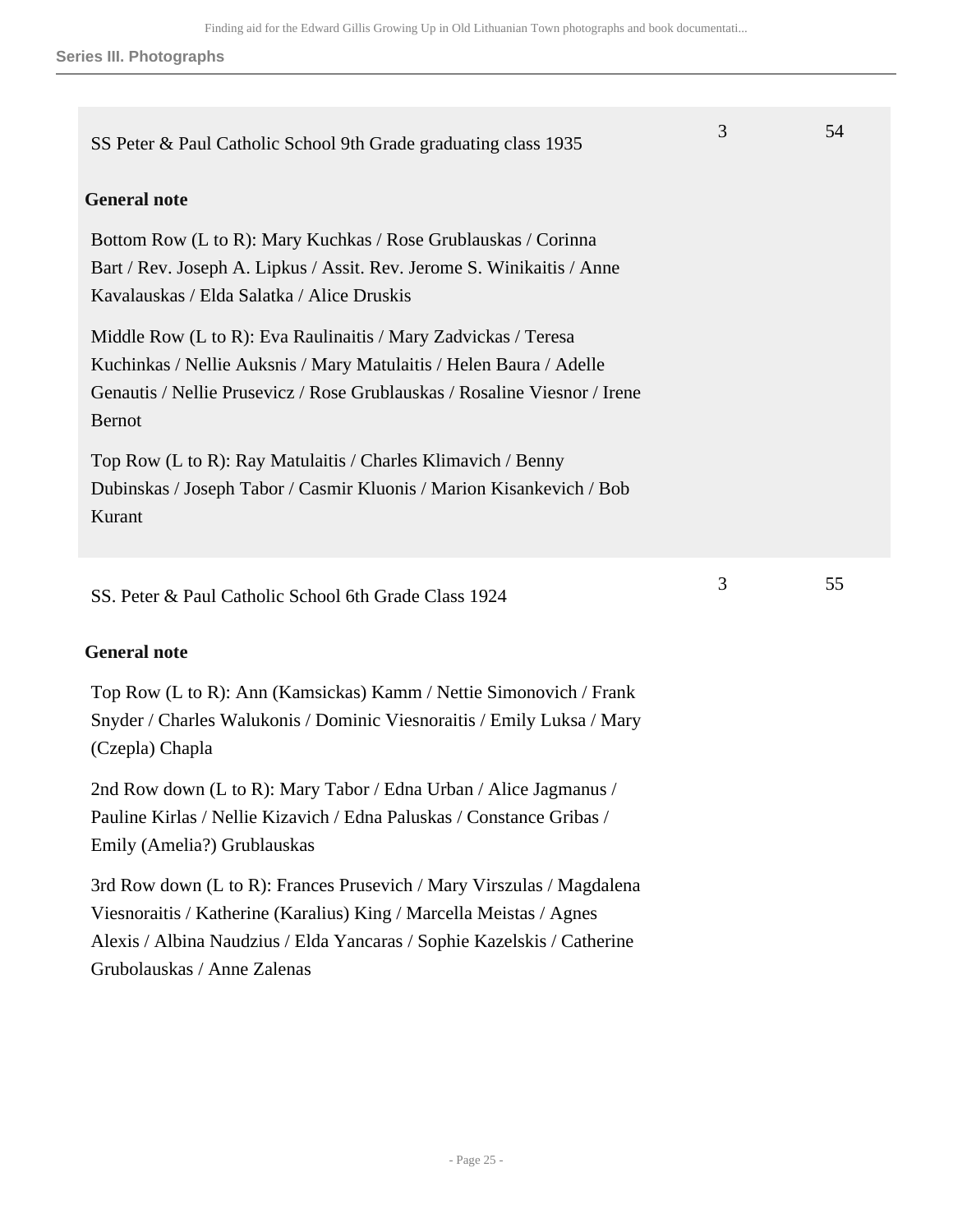| Title | Box | Folder |
| --- | --- | --- |
| SS Peter & Paul Catholic School 9th Grade graduating class 1935 | 3 | 54 |
| SS. Peter & Paul Catholic School 6th Grade Class 1924 | 3 | 55 |

**SS Peter & Paul Catholic School 9th Grade graduating class 1935** (Box 3, Folder 54)

**General note**

Bottom Row (L to R): Mary Kuchkas / Rose Grublauskas / Corinna Bart / Rev. Joseph A. Lipkus / Assit. Rev. Jerome S. Winikaitis / Anne Kavalauskas / Elda Salatka / Alice Druskis

Middle Row (L to R): Eva Raulinaitis / Mary Zadvickas / Teresa Kuchinkas / Nellie Auksnis / Mary Matulaitis / Helen Baura / Adelle Genautis / Nellie Prusevicz / Rose Grublauskas / Rosaline Viesnor / Irene Bernot

Top Row (L to R): Ray Matulaitis / Charles Klimavich / Benny Dubinskas / Joseph Tabor / Casmir Kluonis / Marion Kisankevich / Bob Kurant

**SS. Peter & Paul Catholic School 6th Grade Class 1924** (Box 3, Folder 55)

**General note**

Top Row (L to R): Ann (Kamsickas) Kamm / Nettie Simonovich / Frank Snyder / Charles Walukonis / Dominic Viesnoraitis / Emily Luksa / Mary (Czepla) Chapla

2nd Row down (L to R): Mary Tabor / Edna Urban / Alice Jagmanus / Pauline Kirlas / Nellie Kizavich / Edna Paluskas / Constance Gribas / Emily (Amelia?) Grublauskas

3rd Row down (L to R): Frances Prusevich / Mary Virszulas / Magdalena Viesnoraitis / Katherine (Karalius) King / Marcella Meistas / Agnes Alexis / Albina Naudzius / Elda Yancaras / Sophie Kazelskis / Catherine Grubolauskas / Anne Zalenas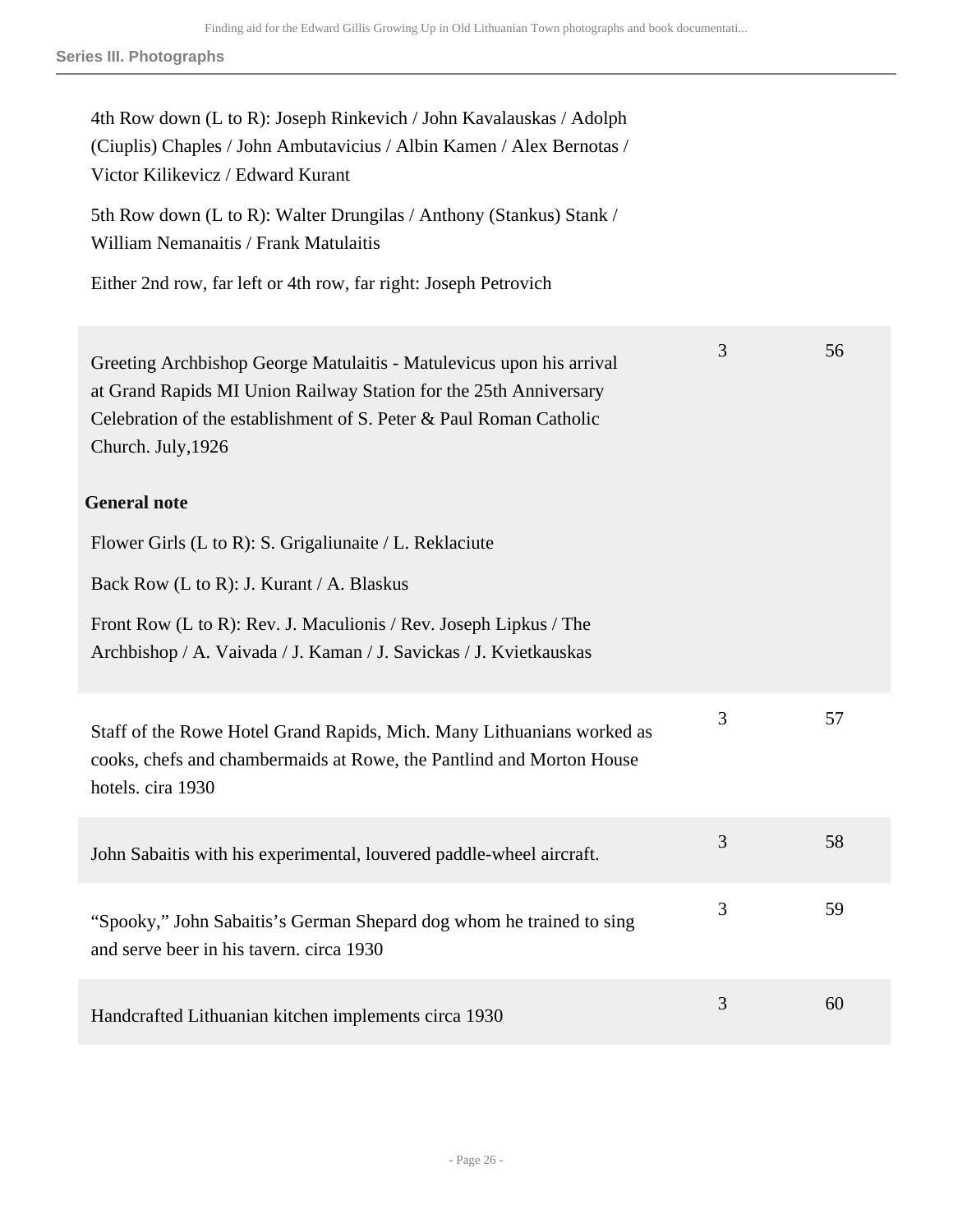## Series III. Photographs

4th Row down (L to R): Joseph Rinkevich / John Kavalauskas / Adolph (Ciuplis) Chaples / John Ambutavicius / Albin Kamen / Alex Bernotas / Victor Kilikevicz / Edward Kurant

5th Row down (L to R): Walter Drungilas / Anthony (Stankus) Stank / William Nemanaitis / Frank Matulaitis

Either 2nd row, far left or 4th row, far right: Joseph Petrovich

| Title | Box | Folder |
| --- | --- | --- |
| Greeting Archbishop George Matulaitis - Matulevicus upon his arrival at Grand Rapids MI Union Railway Station for the 25th Anniversary Celebration of the establishment of S. Peter & Paul Roman Catholic Church. July,1926<br><br>**General note**<br><br>Flower Girls (L to R): S. Grigaliunaite / L. Reklaciute<br><br>Back Row (L to R): J. Kurant / A. Blaskus<br><br>Front Row (L to R): Rev. J. Maculionis / Rev. Joseph Lipkus / The Archbishop / A. Vaivada / J. Kaman / J. Savickas / J. Kvietkauskas | 3 | 56 |
| Staff of the Rowe Hotel Grand Rapids, Mich. Many Lithuanians worked as cooks, chefs and chambermaids at Rowe, the Pantlind and Morton House hotels. cira 1930 | 3 | 57 |
| John Sabaitis with his experimental, louvered paddle-wheel aircraft. | 3 | 58 |
| "Spooky," John Sabaitis's German Shepard dog whom he trained to sing and serve beer in his tavern. circa 1930 | 3 | 59 |
| Handcrafted Lithuanian kitchen implements circa 1930 | 3 | 60 |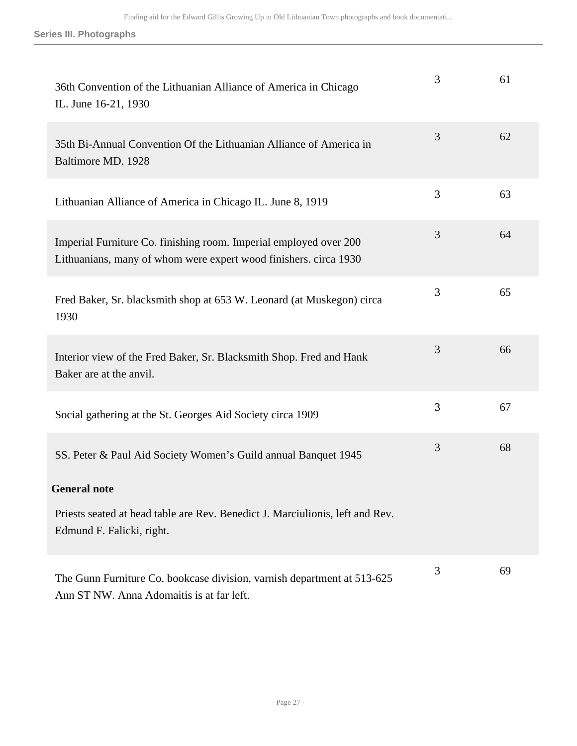| Title | Box | Folder |
|---|---|---|
| 36th Convention of the Lithuanian Alliance of America in Chicago IL. June 16-21, 1930 | 3 | 61 |
| 35th Bi-Annual Convention Of the Lithuanian Alliance of America in Baltimore MD. 1928 | 3 | 62 |
| Lithuanian Alliance of America in Chicago IL. June 8, 1919 | 3 | 63 |
| Imperial Furniture Co. finishing room. Imperial employed over 200 Lithuanians, many of whom were expert wood finishers. circa 1930 | 3 | 64 |
| Fred Baker, Sr. blacksmith shop at 653 W. Leonard (at Muskegon) circa 1930 | 3 | 65 |
| Interior view of the Fred Baker, Sr. Blacksmith Shop. Fred and Hank Baker are at the anvil. | 3 | 66 |
| Social gathering at the St. Georges Aid Society circa 1909 | 3 | 67 |
| SS. Peter & Paul Aid Society Women's Guild annual Banquet 1945<br><br>**General note**<br><br>Priests seated at head table are Rev. Benedict J. Marciulionis, left and Rev. Edmund F. Falicki, right. | 3 | 68 |
| The Gunn Furniture Co. bookcase division, varnish department at 513-625 Ann ST NW. Anna Adomaitis is at far left. | 3 | 69 |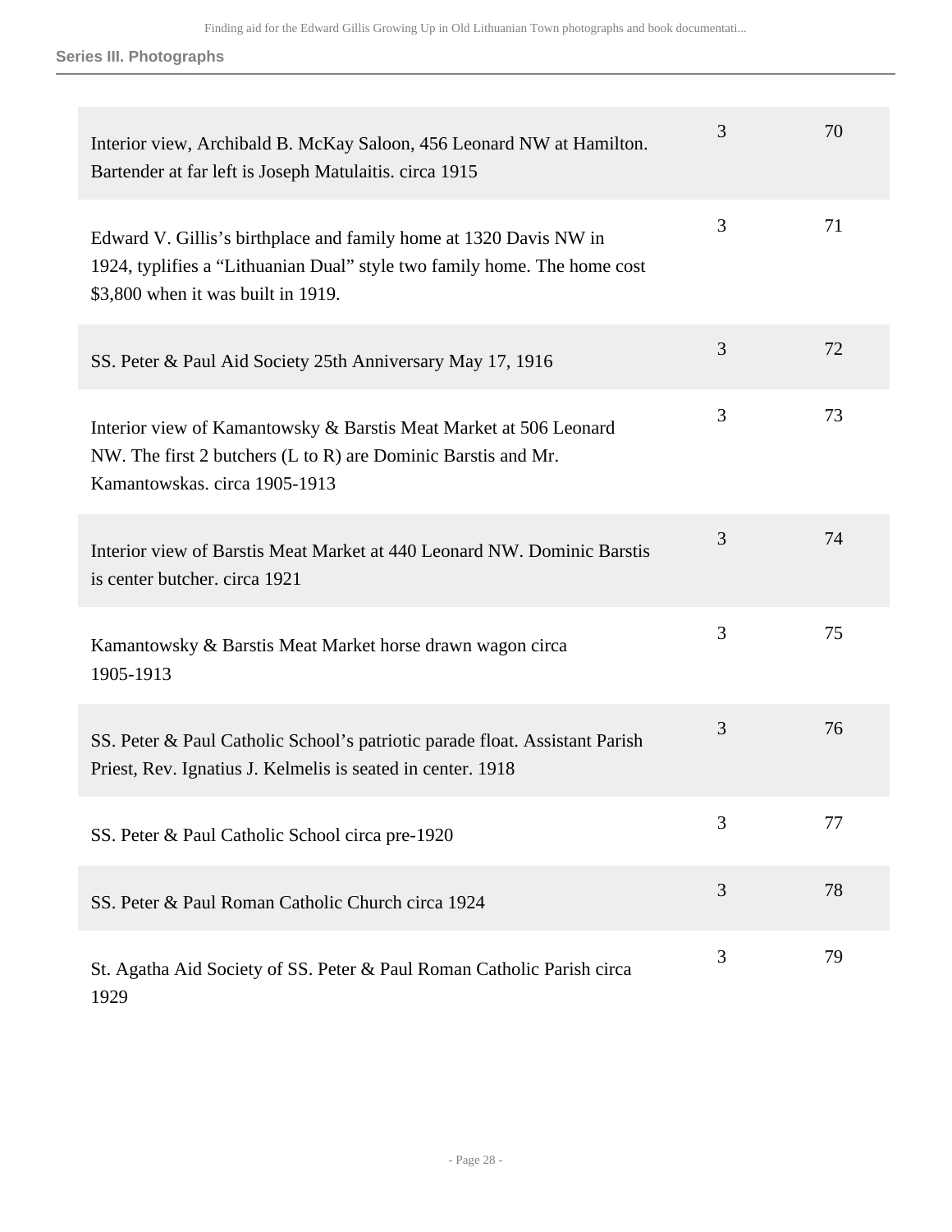| | | |
|---|---|---|
| Interior view, Archibald B. McKay Saloon, 456 Leonard NW at Hamilton. Bartender at far left is Joseph Matulaitis. circa 1915 | 3 | 70 |
| Edward V. Gillis's birthplace and family home at 1320 Davis NW in 1924, typlifies a "Lithuanian Dual" style two family home. The home cost $3,800 when it was built in 1919. | 3 | 71 |
| SS. Peter & Paul Aid Society 25th Anniversary May 17, 1916 | 3 | 72 |
| Interior view of Kamantowsky & Barstis Meat Market at 506 Leonard NW. The first 2 butchers (L to R) are Dominic Barstis and Mr. Kamantowskas. circa 1905-1913 | 3 | 73 |
| Interior view of Barstis Meat Market at 440 Leonard NW. Dominic Barstis is center butcher. circa 1921 | 3 | 74 |
| Kamantowsky & Barstis Meat Market horse drawn wagon circa 1905-1913 | 3 | 75 |
| SS. Peter & Paul Catholic School's patriotic parade float. Assistant Parish Priest, Rev. Ignatius J. Kelmelis is seated in center. 1918 | 3 | 76 |
| SS. Peter & Paul Catholic School circa pre-1920 | 3 | 77 |
| SS. Peter & Paul Roman Catholic Church circa 1924 | 3 | 78 |
| St. Agatha Aid Society of SS. Peter & Paul Roman Catholic Parish circa 1929 | 3 | 79 |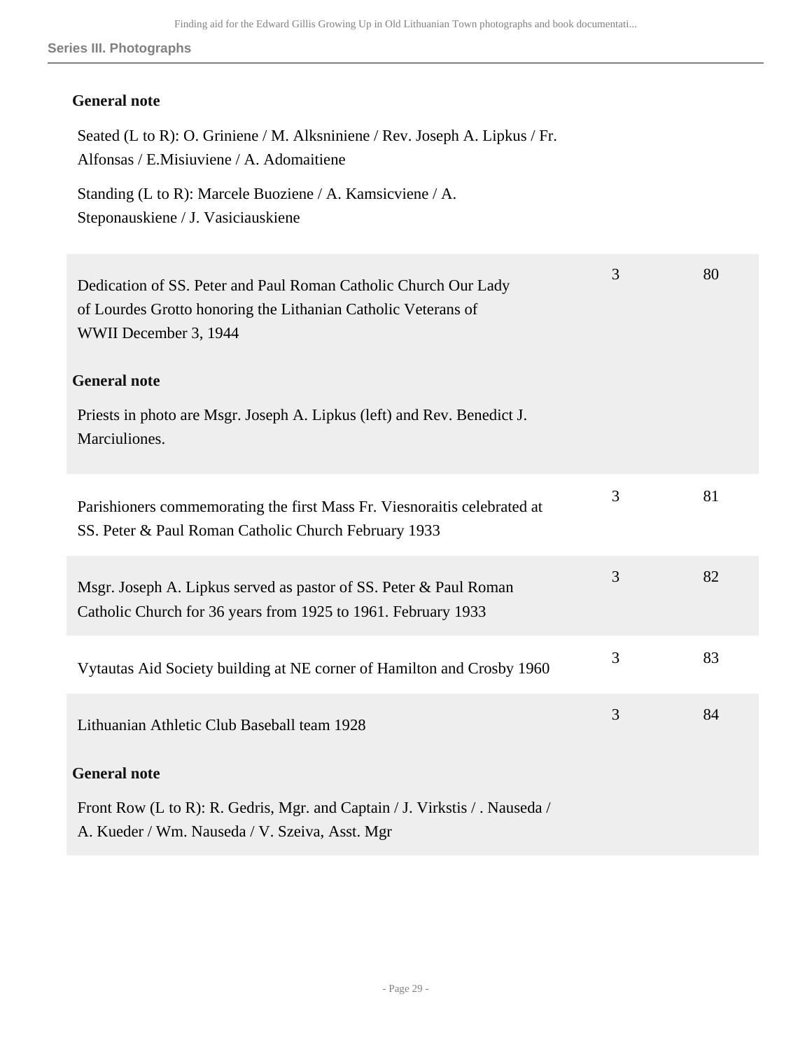**General note**

Seated (L to R): O. Griniene / M. Alksniniene / Rev. Joseph A. Lipkus / Fr. Alfonsas / E.Misiuviene / A. Adomaitiene

Standing (L to R): Marcele Buoziene / A. Kamsicviene / A. Steponauskiene / J. Vasiciauskiene

| | | |
|---|---|---|
| Dedication of SS. Peter and Paul Roman Catholic Church Our Lady of Lourdes Grotto honoring the Lithanian Catholic Veterans of WWII December 3, 1944 | 3 | 80 |

**General note**

Priests in photo are Msgr. Joseph A. Lipkus (left) and Rev. Benedict J. Marciuliones.

| | | |
|---|---|---|
| Parishioners commemorating the first Mass Fr. Viesnoraitis celebrated at SS. Peter & Paul Roman Catholic Church February 1933 | 3 | 81 |
| Msgr. Joseph A. Lipkus served as pastor of SS. Peter & Paul Roman Catholic Church for 36 years from 1925 to 1961. February 1933 | 3 | 82 |
| Vytautas Aid Society building at NE corner of Hamilton and Crosby 1960 | 3 | 83 |
| Lithuanian Athletic Club Baseball team 1928 | 3 | 84 |

**General note**

Front Row (L to R): R. Gedris, Mgr. and Captain / J. Virkstis / . Nauseda / A. Kueder / Wm. Nauseda / V. Szeiva, Asst. Mgr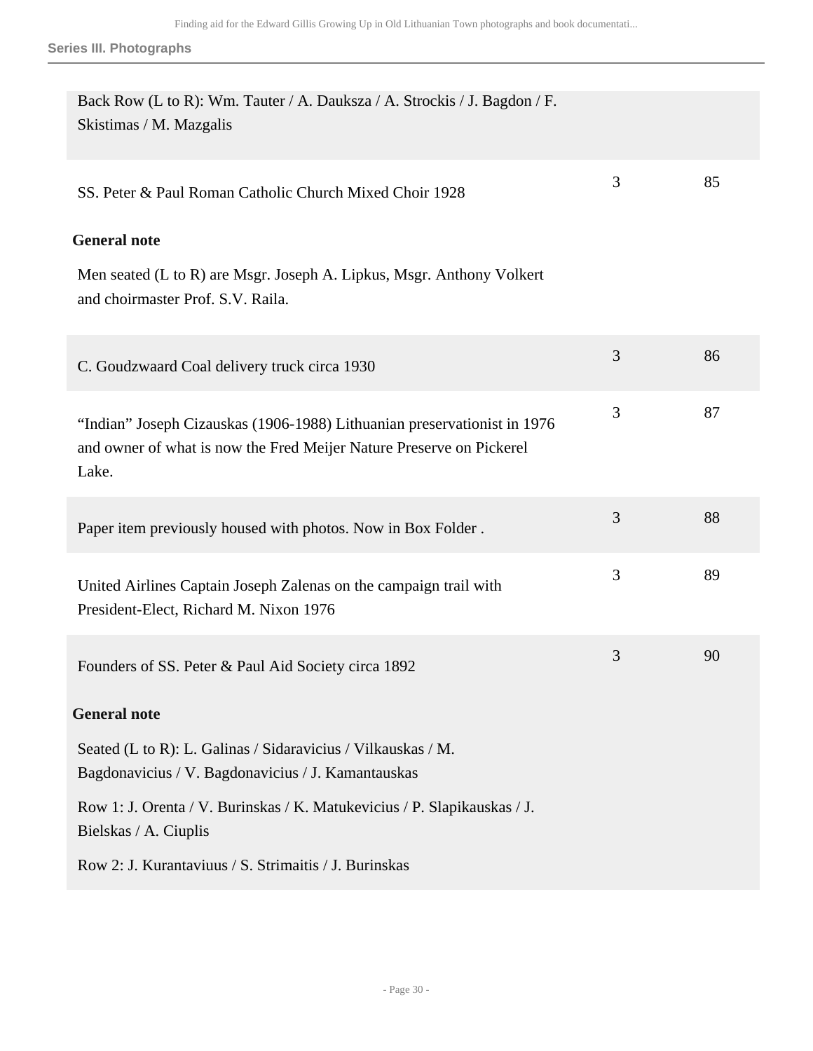Back Row (L to R): Wm. Tauter / A. Dauksza / A. Strockis / J. Bagdon / F. Skistimas / M. Mazgalis

| | | |
|---|---|---|
| SS. Peter & Paul Roman Catholic Church Mixed Choir 1928 | 3 | 85 |

**General note**

Men seated (L to R) are Msgr. Joseph A. Lipkus, Msgr. Anthony Volkert and choirmaster Prof. S.V. Raila.

| | | |
|---|---|---|
| C. Goudzwaard Coal delivery truck circa 1930 | 3 | 86 |
| "Indian" Joseph Cizauskas (1906-1988) Lithuanian preservationist in 1976 and owner of what is now the Fred Meijer Nature Preserve on Pickerel Lake. | 3 | 87 |
| Paper item previously housed with photos. Now in Box Folder . | 3 | 88 |
| United Airlines Captain Joseph Zalenas on the campaign trail with President-Elect, Richard M. Nixon 1976 | 3 | 89 |
| Founders of SS. Peter & Paul Aid Society circa 1892 | 3 | 90 |

**General note**

Seated (L to R): L. Galinas / Sidaravicius / Vilkauskas / M. Bagdonavicius / V. Bagdonavicius / J. Kamantauskas

Row 1: J. Orenta / V. Burinskas / K. Matukevicius / P. Slapikauskas / J. Bielskas / A. Ciuplis

Row 2: J. Kurantaviuus / S. Strimaitis / J. Burinskas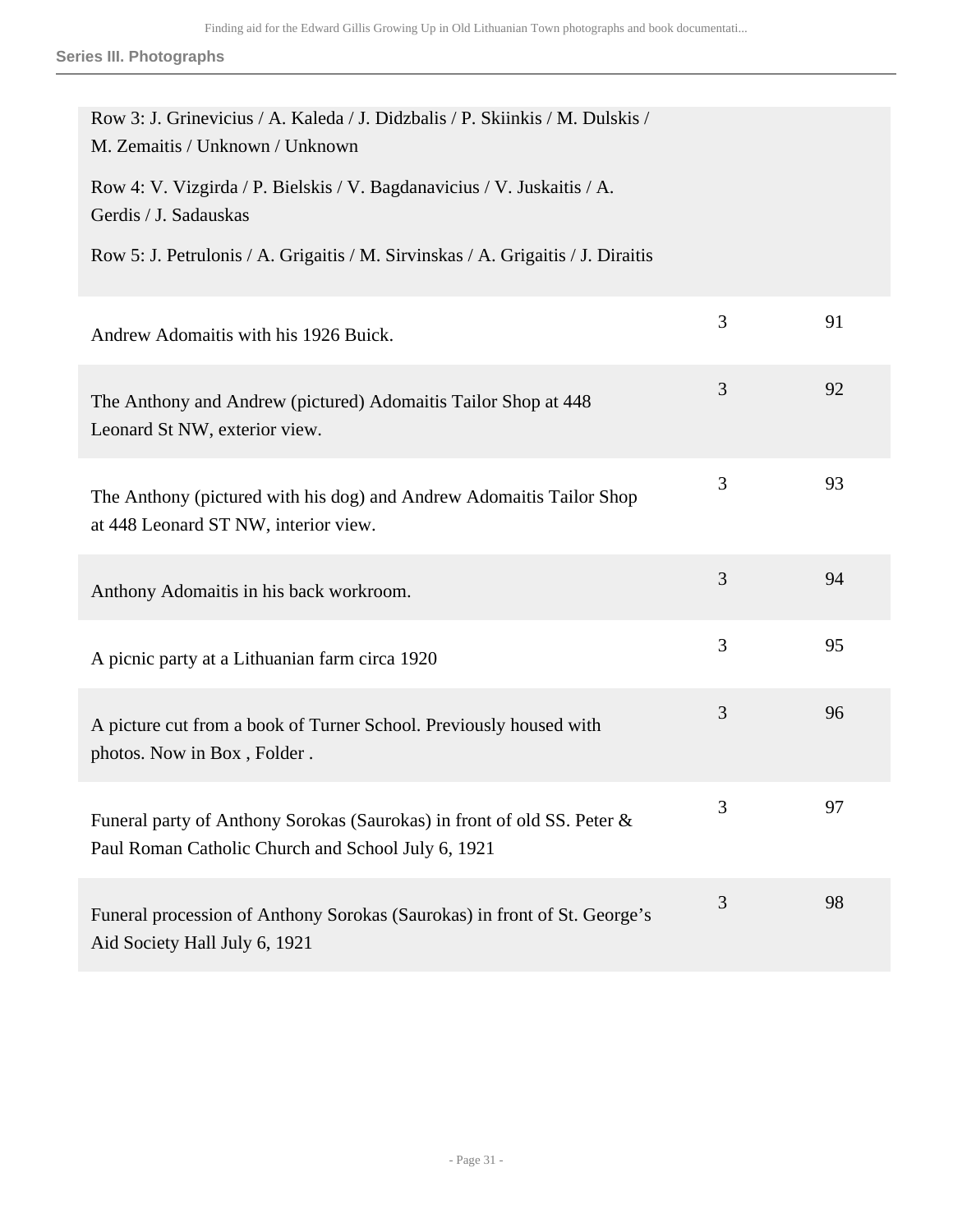Row 3: J. Grinevicius / A. Kaleda / J. Didzbalis / P. Skiinkis / M. Dulskis / M. Zemaitis / Unknown / Unknown

Row 4: V. Vizgirda / P. Bielskis / V. Bagdanavicius / V. Juskaitis / A. Gerdis / J. Sadauskas

Row 5: J. Petrulonis / A. Grigaitis / M. Sirvinskas / A. Grigaitis / J. Diraitis

| | | |
|---|---|---|
| Andrew Adomaitis with his 1926 Buick. | 3 | 91 |
| The Anthony and Andrew (pictured) Adomaitis Tailor Shop at 448 Leonard St NW, exterior view. | 3 | 92 |
| The Anthony (pictured with his dog) and Andrew Adomaitis Tailor Shop at 448 Leonard ST NW, interior view. | 3 | 93 |
| Anthony Adomaitis in his back workroom. | 3 | 94 |
| A picnic party at a Lithuanian farm circa 1920 | 3 | 95 |
| A picture cut from a book of Turner School. Previously housed with photos. Now in Box , Folder . | 3 | 96 |
| Funeral party of Anthony Sorokas (Saurokas) in front of old SS. Peter & Paul Roman Catholic Church and School July 6, 1921 | 3 | 97 |
| Funeral procession of Anthony Sorokas (Saurokas) in front of St. George's Aid Society Hall July 6, 1921 | 3 | 98 |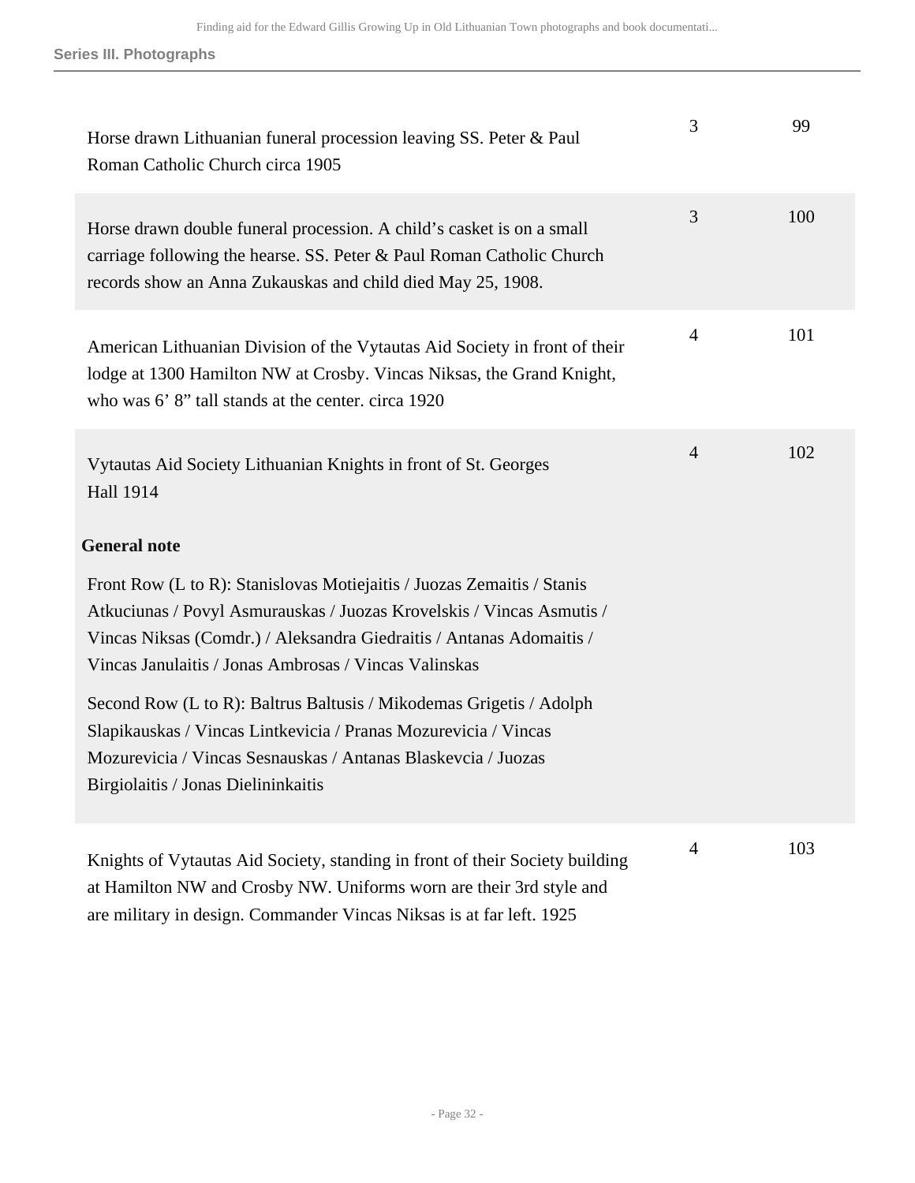| | | |
|---|---|---|
| Horse drawn Lithuanian funeral procession leaving SS. Peter & Paul Roman Catholic Church circa 1905 | 3 | 99 |
| Horse drawn double funeral procession. A child's casket is on a small carriage following the hearse. SS. Peter & Paul Roman Catholic Church records show an Anna Zukauskas and child died May 25, 1908. | 3 | 100 |
| American Lithuanian Division of the Vytautas Aid Society in front of their lodge at 1300 Hamilton NW at Crosby. Vincas Niksas, the Grand Knight, who was 6' 8" tall stands at the center. circa 1920 | 4 | 101 |
| Vytautas Aid Society Lithuanian Knights in front of St. Georges Hall 1914 | 4 | 102 |

**General note**

Front Row (L to R): Stanislovas Motiejaitis / Juozas Zemaitis / Stanis Atkuciunas / Povyl Asmurauskas / Juozas Krovelskis / Vincas Asmutis / Vincas Niksas (Comdr.) / Aleksandra Giedraitis / Antanas Adomaitis / Vincas Janulaitis / Jonas Ambrosas / Vincas Valinskas

Second Row (L to R): Baltrus Baltusis / Mikodemas Grigetis / Adolph Slapikauskas / Vincas Lintkevicia / Pranas Mozurevicia / Vincas Mozurevicia / Vincas Sesnauskas / Antanas Blaskevcia / Juozas Birgiolaitis / Jonas Dielininkaitis

| | | |
|---|---|---|
| Knights of Vytautas Aid Society, standing in front of their Society building at Hamilton NW and Crosby NW. Uniforms worn are their 3rd style and are military in design. Commander Vincas Niksas is at far left. 1925 | 4 | 103 |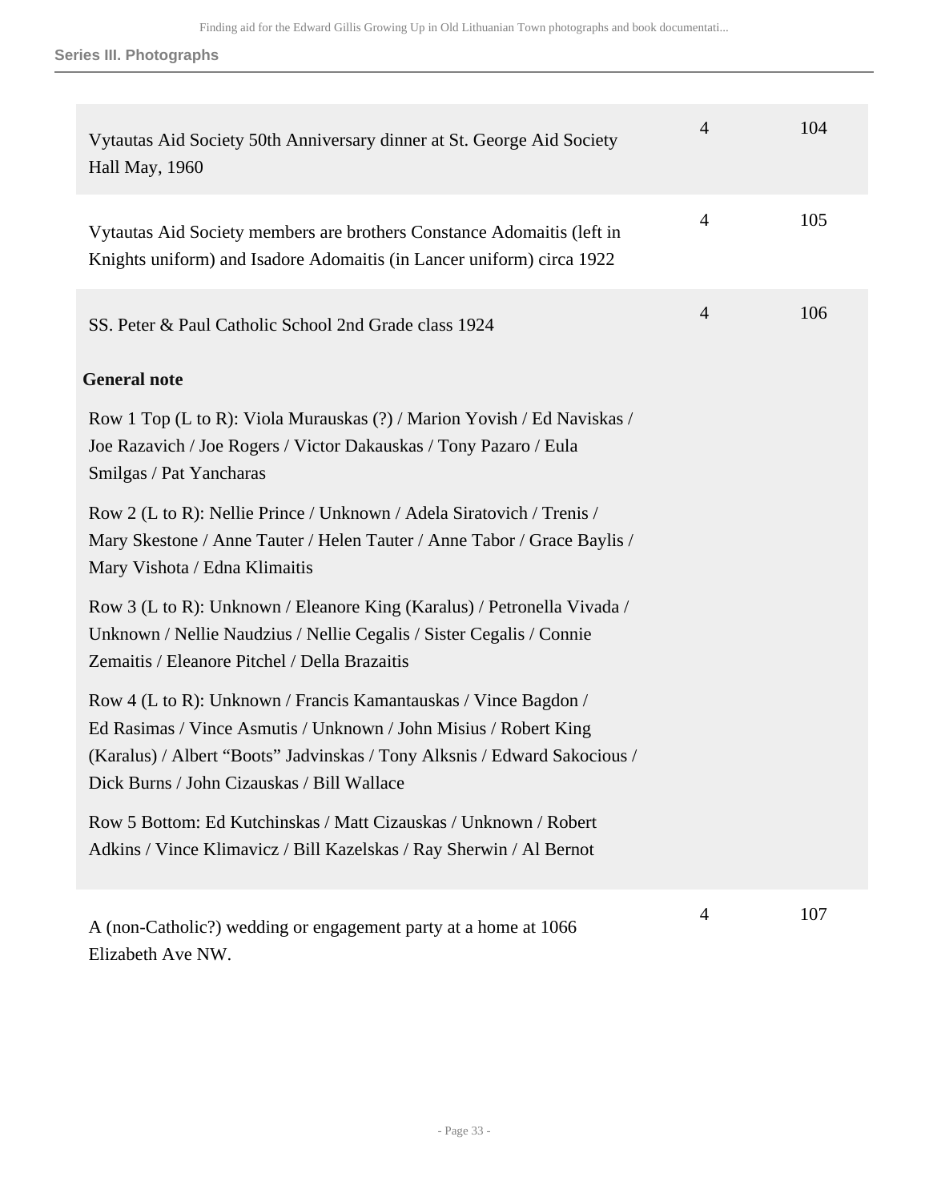| | | |
|---|---|---|
| Vytautas Aid Society 50th Anniversary dinner at St. George Aid Society Hall May, 1960 | 4 | 104 |
| Vytautas Aid Society members are brothers Constance Adomaitis (left in Knights uniform) and Isadore Adomaitis (in Lancer uniform) circa 1922 | 4 | 105 |
| SS. Peter & Paul Catholic School 2nd Grade class 1924 | 4 | 106 |

**General note**

Row 1 Top (L to R): Viola Murauskas (?) / Marion Yovish / Ed Naviskas / Joe Razavich / Joe Rogers / Victor Dakauskas / Tony Pazaro / Eula Smilgas / Pat Yancharas

Row 2 (L to R): Nellie Prince / Unknown / Adela Siratovich / Trenis / Mary Skestone / Anne Tauter / Helen Tauter / Anne Tabor / Grace Baylis / Mary Vishota / Edna Klimaitis

Row 3 (L to R): Unknown / Eleanore King (Karalus) / Petronella Vivada / Unknown / Nellie Naudzius / Nellie Cegalis / Sister Cegalis / Connie Zemaitis / Eleanore Pitchel / Della Brazaitis

Row 4 (L to R): Unknown / Francis Kamantauskas / Vince Bagdon / Ed Rasimas / Vince Asmutis / Unknown / John Misius / Robert King (Karalus) / Albert “Boots” Jadvinskas / Tony Alksnis / Edward Sakocious / Dick Burns / John Cizauskas / Bill Wallace

Row 5 Bottom: Ed Kutchinskas / Matt Cizauskas / Unknown / Robert Adkins / Vince Klimavicz / Bill Kazelskas / Ray Sherwin / Al Bernot

| | | |
|---|---|---|
| A (non-Catholic?) wedding or engagement party at a home at 1066 Elizabeth Ave NW. | 4 | 107 |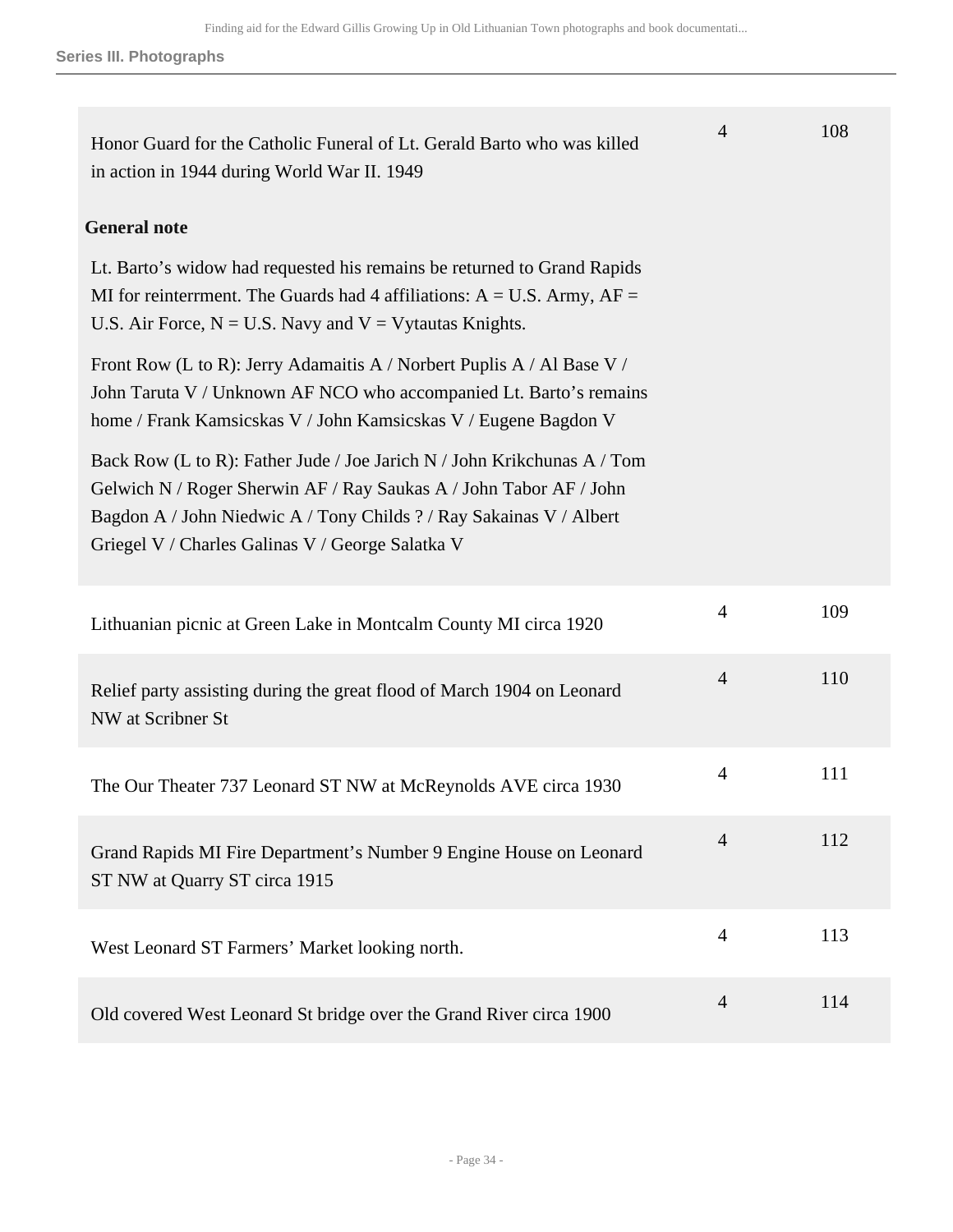## Series III. Photographs

| Title | Box | Folder |
|---|---|---|
| Honor Guard for the Catholic Funeral of Lt. Gerald Barto who was killed in action in 1944 during World War II. 1949 | 4 | 108 |

**General note**

Lt. Barto's widow had requested his remains be returned to Grand Rapids MI for reinterrment. The Guards had 4 affiliations: A = U.S. Army, AF = U.S. Air Force, N = U.S. Navy and V = Vytautas Knights.

Front Row (L to R): Jerry Adamaitis A / Norbert Puplis A / Al Base V / John Taruta V / Unknown AF NCO who accompanied Lt. Barto's remains home / Frank Kamsicskas V / John Kamsicskas V / Eugene Bagdon V

Back Row (L to R): Father Jude / Joe Jarich N / John Krikchunas A / Tom Gelwich N / Roger Sherwin AF / Ray Saukas A / John Tabor AF / John Bagdon A / John Niedwic A / Tony Childs ? / Ray Sakainas V / Albert Griegel V / Charles Galinas V / George Salatka V

| Title | Box | Folder |
|---|---|---|
| Lithuanian picnic at Green Lake in Montcalm County MI circa 1920 | 4 | 109 |
| Relief party assisting during the great flood of March 1904 on Leonard NW at Scribner St | 4 | 110 |
| The Our Theater 737 Leonard ST NW at McReynolds AVE circa 1930 | 4 | 111 |
| Grand Rapids MI Fire Department's Number 9 Engine House on Leonard ST NW at Quarry ST circa 1915 | 4 | 112 |
| West Leonard ST Farmers' Market looking north. | 4 | 113 |
| Old covered West Leonard St bridge over the Grand River circa 1900 | 4 | 114 |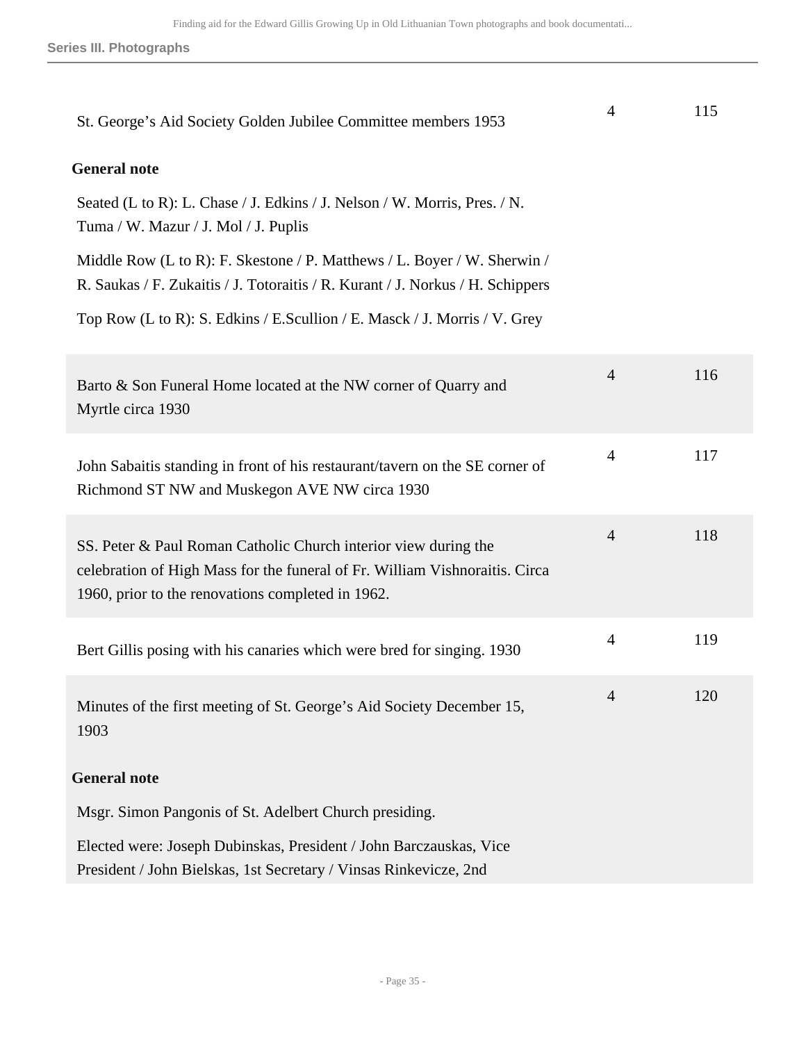| | | |
|---|---|---|
| St. George's Aid Society Golden Jubilee Committee members 1953 | 4 | 115 |

**General note**

Seated (L to R): L. Chase / J. Edkins / J. Nelson / W. Morris, Pres. / N. Tuma / W. Mazur / J. Mol / J. Puplis

Middle Row (L to R): F. Skestone / P. Matthews / L. Boyer / W. Sherwin / R. Saukas / F. Zukaitis / J. Totoraitis / R. Kurant / J. Norkus / H. Schippers

Top Row (L to R): S. Edkins / E.Scullion / E. Masck / J. Morris / V. Grey

| | | |
|---|---|---|
| Barto & Son Funeral Home located at the NW corner of Quarry and Myrtle circa 1930 | 4 | 116 |
| John Sabaitis standing in front of his restaurant/tavern on the SE corner of Richmond ST NW and Muskegon AVE NW circa 1930 | 4 | 117 |
| SS. Peter & Paul Roman Catholic Church interior view during the celebration of High Mass for the funeral of Fr. William Vishnoraitis. Circa 1960, prior to the renovations completed in 1962. | 4 | 118 |
| Bert Gillis posing with his canaries which were bred for singing. 1930 | 4 | 119 |
| Minutes of the first meeting of St. George's Aid Society December 15, 1903 | 4 | 120 |

**General note**

Msgr. Simon Pangonis of St. Adelbert Church presiding.

Elected were: Joseph Dubinskas, President / John Barczauskas, Vice President / John Bielskas, 1st Secretary / Vinsas Rinkevicze, 2nd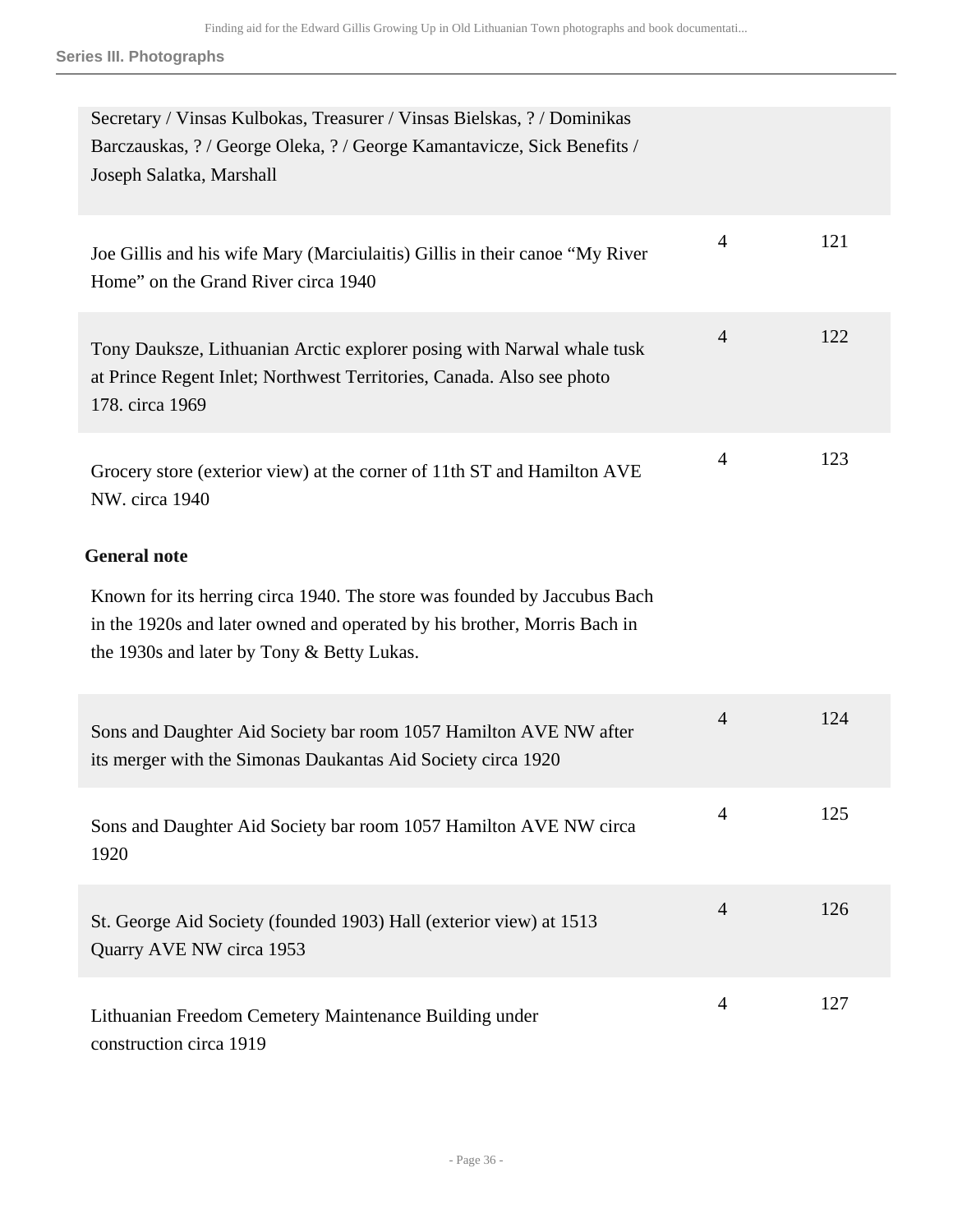Secretary / Vinsas Kulbokas, Treasurer / Vinsas Bielskas, ? / Dominikas Barczauskas, ? / George Oleka, ? / George Kamantavicze, Sick Benefits / Joseph Salatka, Marshall

| Description | Box | Folder |
| --- | --- | --- |
| Joe Gillis and his wife Mary (Marciulaitis) Gillis in their canoe "My River Home" on the Grand River circa 1940 | 4 | 121 |
| Tony Dauksze, Lithuanian Arctic explorer posing with Narwal whale tusk at Prince Regent Inlet; Northwest Territories, Canada. Also see photo 178. circa 1969 | 4 | 122 |
| Grocery store (exterior view) at the corner of 11th ST and Hamilton AVE NW. circa 1940 | 4 | 123 |

**General note**

Known for its herring circa 1940. The store was founded by Jaccubus Bach in the 1920s and later owned and operated by his brother, Morris Bach in the 1930s and later by Tony & Betty Lukas.

| Description | Box | Folder |
| --- | --- | --- |
| Sons and Daughter Aid Society bar room 1057 Hamilton AVE NW after its merger with the Simonas Daukantas Aid Society circa 1920 | 4 | 124 |
| Sons and Daughter Aid Society bar room 1057 Hamilton AVE NW circa 1920 | 4 | 125 |
| St. George Aid Society (founded 1903) Hall (exterior view) at 1513 Quarry AVE NW circa 1953 | 4 | 126 |
| Lithuanian Freedom Cemetery Maintenance Building under construction circa 1919 | 4 | 127 |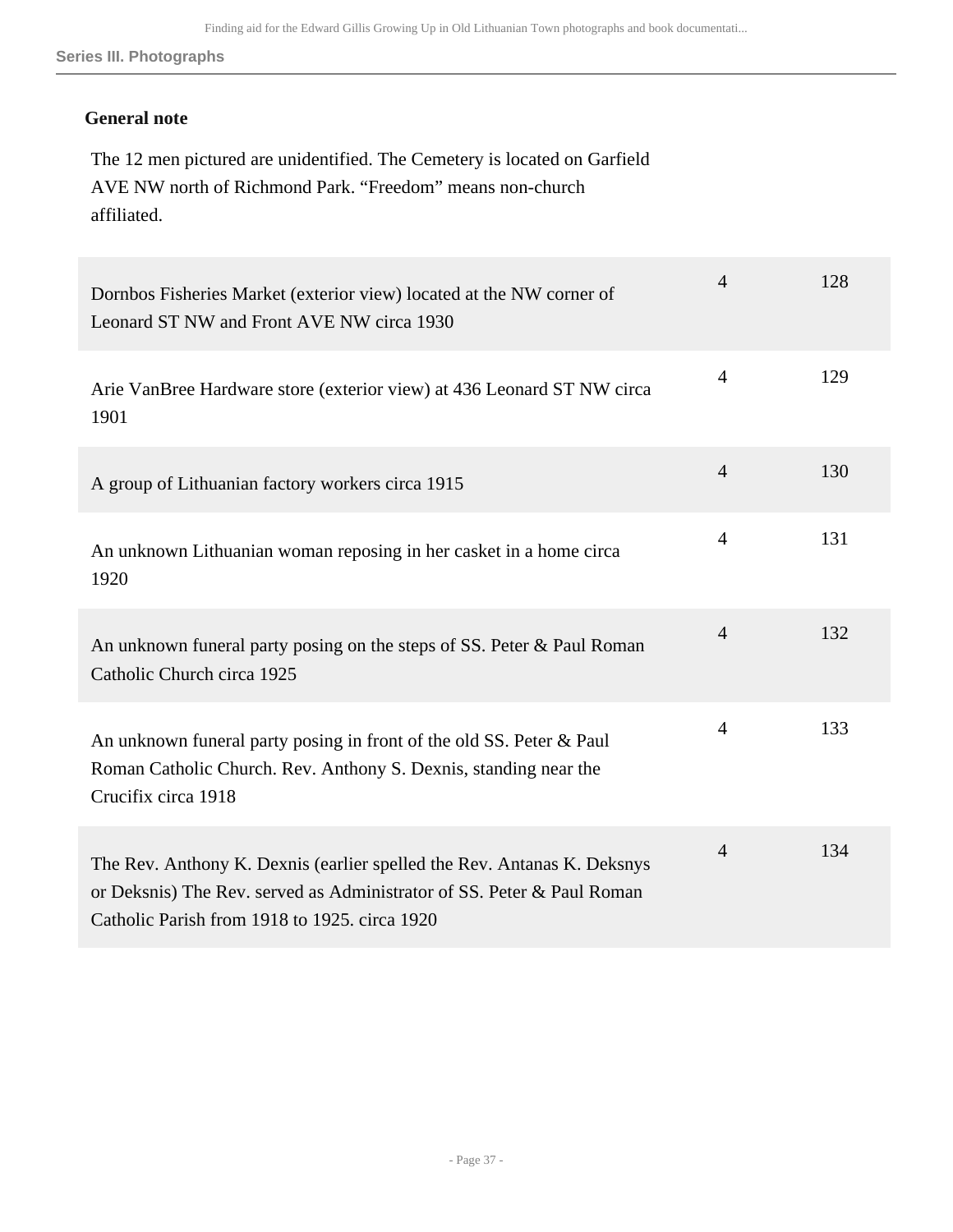#### General note

The 12 men pictured are unidentified. The Cemetery is located on Garfield AVE NW north of Richmond Park. “Freedom” means non-church affiliated.

| | | |
|---|---|---|
| Dornbos Fisheries Market (exterior view) located at the NW corner of Leonard ST NW and Front AVE NW circa 1930 | 4 | 128 |
| Arie VanBree Hardware store (exterior view) at 436 Leonard ST NW circa 1901 | 4 | 129 |
| A group of Lithuanian factory workers circa 1915 | 4 | 130 |
| An unknown Lithuanian woman reposing in her casket in a home circa 1920 | 4 | 131 |
| An unknown funeral party posing on the steps of SS. Peter & Paul Roman Catholic Church circa 1925 | 4 | 132 |
| An unknown funeral party posing in front of the old SS. Peter & Paul Roman Catholic Church. Rev. Anthony S. Dexnis, standing near the Crucifix circa 1918 | 4 | 133 |
| The Rev. Anthony K. Dexnis (earlier spelled the Rev. Antanas K. Deksnys or Deksnis) The Rev. served as Administrator of SS. Peter & Paul Roman Catholic Parish from 1918 to 1925. circa 1920 | 4 | 134 |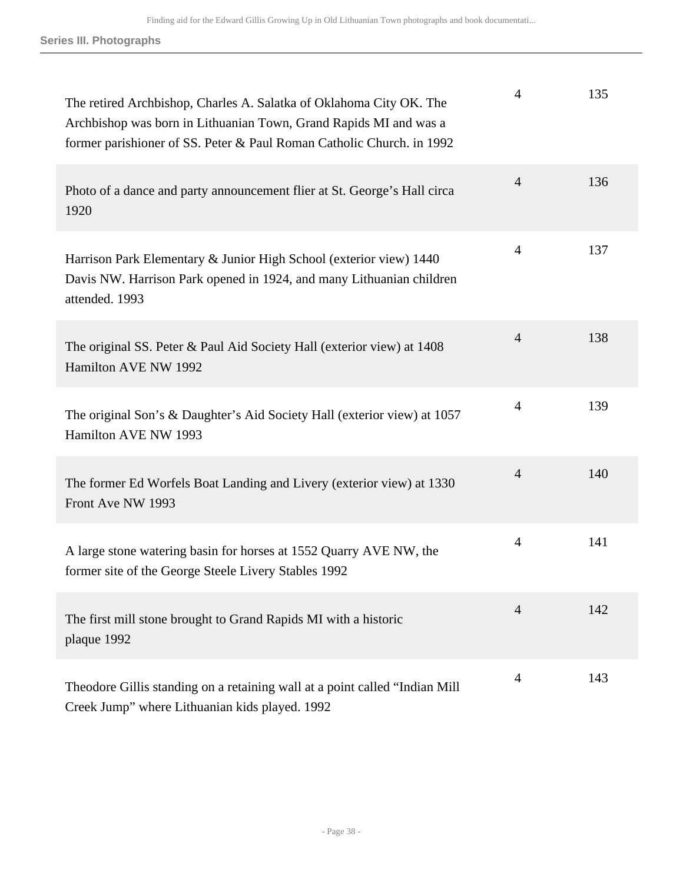**Series III. Photographs**

| | | |
|---|---|---|
| The retired Archbishop, Charles A. Salatka of Oklahoma City OK. The Archbishop was born in Lithuanian Town, Grand Rapids MI and was a former parishioner of SS. Peter & Paul Roman Catholic Church. in 1992 | 4 | 135 |
| Photo of a dance and party announcement flier at St. George's Hall circa 1920 | 4 | 136 |
| Harrison Park Elementary & Junior High School (exterior view) 1440 Davis NW. Harrison Park opened in 1924, and many Lithuanian children attended. 1993 | 4 | 137 |
| The original SS. Peter & Paul Aid Society Hall (exterior view) at 1408 Hamilton AVE NW 1992 | 4 | 138 |
| The original Son's & Daughter's Aid Society Hall (exterior view) at 1057 Hamilton AVE NW 1993 | 4 | 139 |
| The former Ed Worfels Boat Landing and Livery (exterior view) at 1330 Front Ave NW 1993 | 4 | 140 |
| A large stone watering basin for horses at 1552 Quarry AVE NW, the former site of the George Steele Livery Stables 1992 | 4 | 141 |
| The first mill stone brought to Grand Rapids MI with a historic plaque 1992 | 4 | 142 |
| Theodore Gillis standing on a retaining wall at a point called "Indian Mill Creek Jump" where Lithuanian kids played. 1992 | 4 | 143 |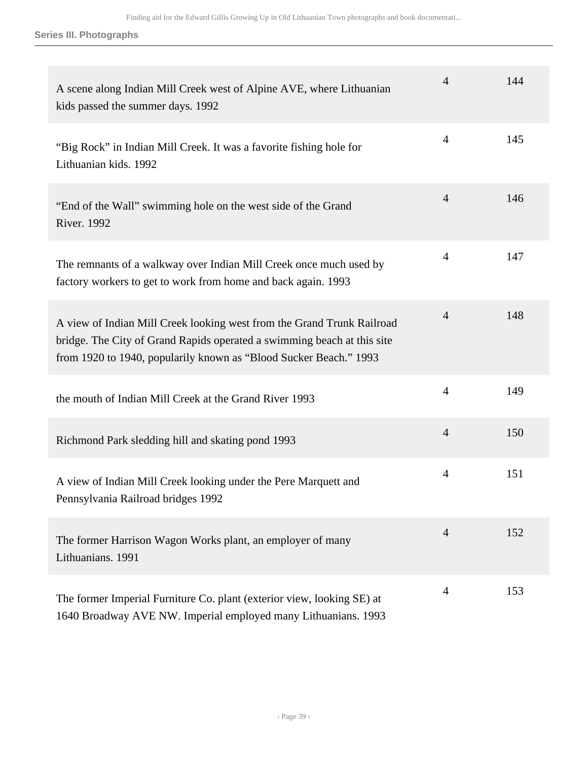| | | |
|---|---|---|
| A scene along Indian Mill Creek west of Alpine AVE, where Lithuanian kids passed the summer days. 1992 | 4 | 144 |
| "Big Rock" in Indian Mill Creek. It was a favorite fishing hole for Lithuanian kids. 1992 | 4 | 145 |
| "End of the Wall" swimming hole on the west side of the Grand River. 1992 | 4 | 146 |
| The remnants of a walkway over Indian Mill Creek once much used by factory workers to get to work from home and back again. 1993 | 4 | 147 |
| A view of Indian Mill Creek looking west from the Grand Trunk Railroad bridge. The City of Grand Rapids operated a swimming beach at this site from 1920 to 1940, popularily known as "Blood Sucker Beach." 1993 | 4 | 148 |
| the mouth of Indian Mill Creek at the Grand River 1993 | 4 | 149 |
| Richmond Park sledding hill and skating pond 1993 | 4 | 150 |
| A view of Indian Mill Creek looking under the Pere Marquett and Pennsylvania Railroad bridges 1992 | 4 | 151 |
| The former Harrison Wagon Works plant, an employer of many Lithuanians. 1991 | 4 | 152 |
| The former Imperial Furniture Co. plant (exterior view, looking SE) at 1640 Broadway AVE NW. Imperial employed many Lithuanians. 1993 | 4 | 153 |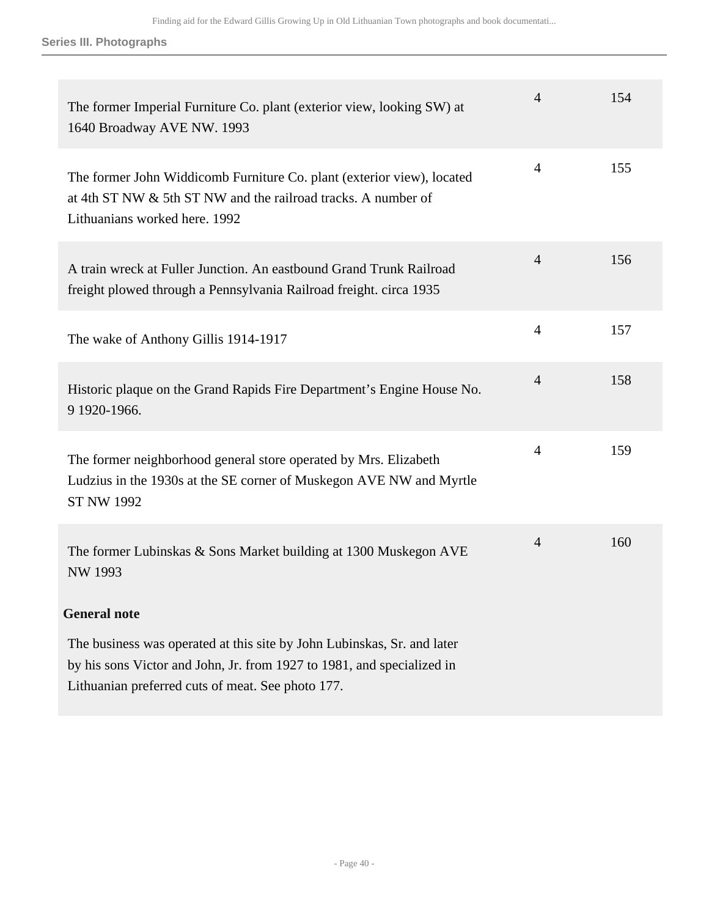**Series III. Photographs**

| Description | Box | Photo |
|---|---|---|
| The former Imperial Furniture Co. plant (exterior view, looking SW) at 1640 Broadway AVE NW. 1993 | 4 | 154 |
| The former John Widdicomb Furniture Co. plant (exterior view), located at 4th ST NW & 5th ST NW and the railroad tracks. A number of Lithuanians worked here. 1992 | 4 | 155 |
| A train wreck at Fuller Junction. An eastbound Grand Trunk Railroad freight plowed through a Pennsylvania Railroad freight. circa 1935 | 4 | 156 |
| The wake of Anthony Gillis 1914-1917 | 4 | 157 |
| Historic plaque on the Grand Rapids Fire Department's Engine House No. 9 1920-1966. | 4 | 158 |
| The former neighborhood general store operated by Mrs. Elizabeth Ludzius in the 1930s at the SE corner of Muskegon AVE NW and Myrtle ST NW 1992 | 4 | 159 |
| The former Lubinskas & Sons Market building at 1300 Muskegon AVE NW 1993<br><br>**General note**<br><br>The business was operated at this site by John Lubinskas, Sr. and later by his sons Victor and John, Jr. from 1927 to 1981, and specialized in Lithuanian preferred cuts of meat. See photo 177. | 4 | 160 |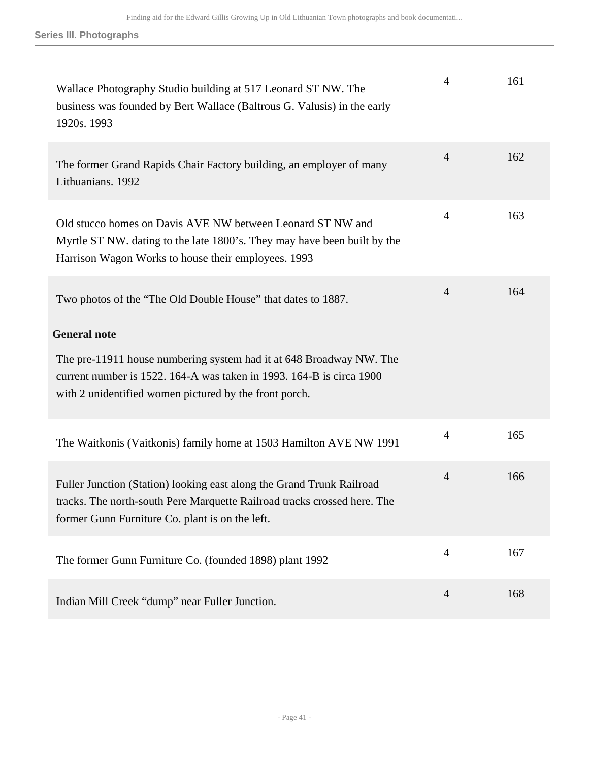| | | |
|---|---|---|
| Wallace Photography Studio building at 517 Leonard ST NW. The business was founded by Bert Wallace (Baltrous G. Valusis) in the early 1920s. 1993 | 4 | 161 |
| The former Grand Rapids Chair Factory building, an employer of many Lithuanians. 1992 | 4 | 162 |
| Old stucco homes on Davis AVE NW between Leonard ST NW and Myrtle ST NW. dating to the late 1800's. They may have been built by the Harrison Wagon Works to house their employees. 1993 | 4 | 163 |
| Two photos of the "The Old Double House" that dates to 1887. **General note** The pre-11911 house numbering system had it at 648 Broadway NW. The current number is 1522. 164-A was taken in 1993. 164-B is circa 1900 with 2 unidentified women pictured by the front porch. | 4 | 164 |
| The Waitkonis (Vaitkonis) family home at 1503 Hamilton AVE NW 1991 | 4 | 165 |
| Fuller Junction (Station) looking east along the Grand Trunk Railroad tracks. The north-south Pere Marquette Railroad tracks crossed here. The former Gunn Furniture Co. plant is on the left. | 4 | 166 |
| The former Gunn Furniture Co. (founded 1898) plant 1992 | 4 | 167 |
| Indian Mill Creek "dump" near Fuller Junction. | 4 | 168 |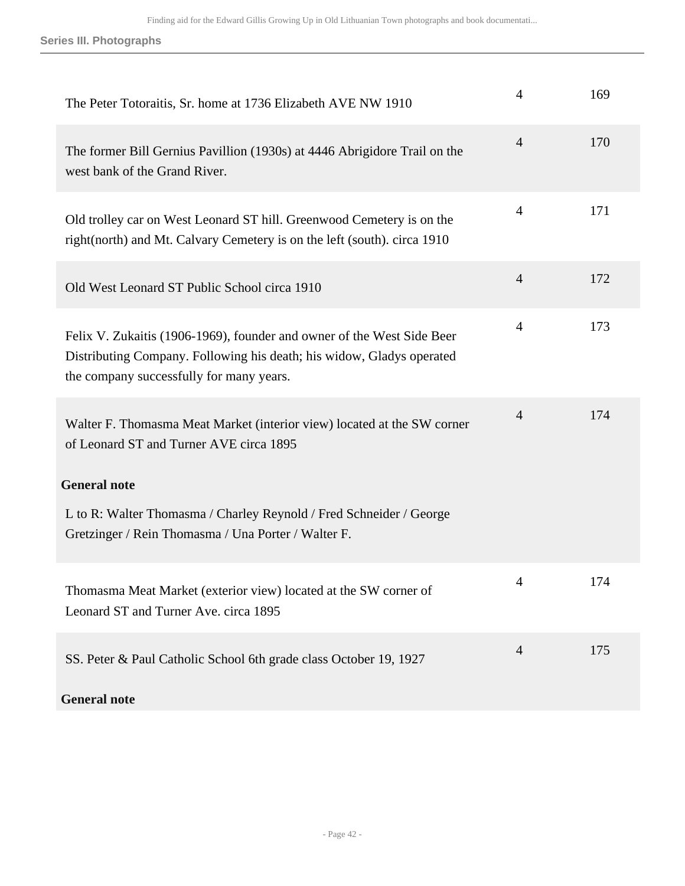| | | |
|---|---|---|
| The Peter Totoraitis, Sr. home at 1736 Elizabeth AVE NW 1910 | 4 | 169 |
| The former Bill Gernius Pavillion (1930s) at 4446 Abrigidore Trail on the west bank of the Grand River. | 4 | 170 |
| Old trolley car on West Leonard ST hill. Greenwood Cemetery is on the right(north) and Mt. Calvary Cemetery is on the left (south). circa 1910 | 4 | 171 |
| Old West Leonard ST Public School circa 1910 | 4 | 172 |
| Felix V. Zukaitis (1906-1969), founder and owner of the West Side Beer Distributing Company. Following his death; his widow, Gladys operated the company successfully for many years. | 4 | 173 |
| Walter F. Thomasma Meat Market (interior view) located at the SW corner of Leonard ST and Turner AVE circa 1895<br><br>**General note**<br><br>L to R: Walter Thomasma / Charley Reynold / Fred Schneider / George Gretzinger / Rein Thomasma / Una Porter / Walter F. | 4 | 174 |
| Thomasma Meat Market (exterior view) located at the SW corner of Leonard ST and Turner Ave. circa 1895 | 4 | 174 |
| SS. Peter & Paul Catholic School 6th grade class October 19, 1927<br><br>**General note** | 4 | 175 |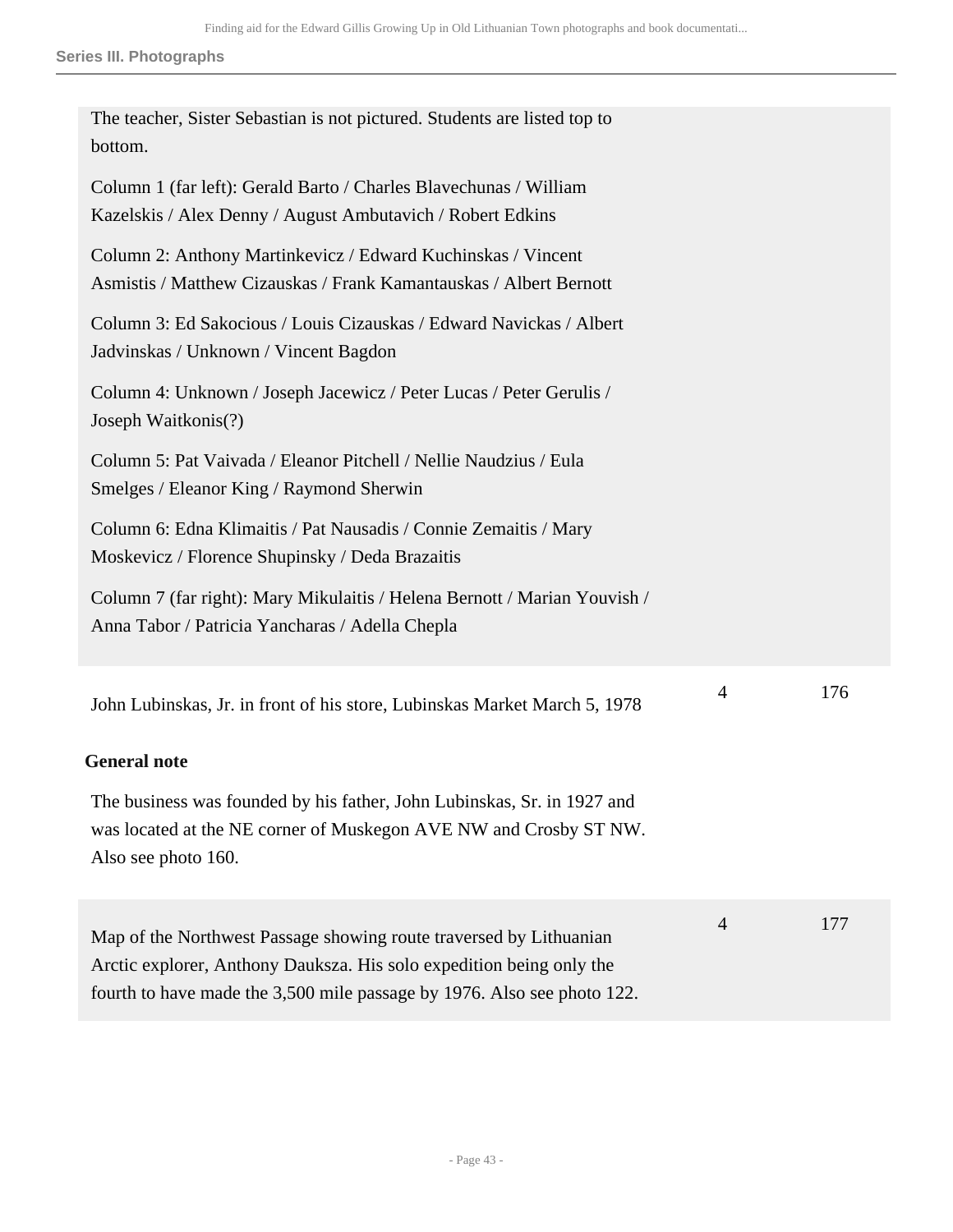## Series III. Photographs

The teacher, Sister Sebastian is not pictured. Students are listed top to bottom.

Column 1 (far left): Gerald Barto / Charles Blavechunas / William Kazelskis / Alex Denny / August Ambutavich / Robert Edkins

Column 2: Anthony Martinkevicz / Edward Kuchinskas / Vincent Asmistis / Matthew Cizauskas / Frank Kamantauskas / Albert Bernott

Column 3: Ed Sakocious / Louis Cizauskas / Edward Navickas / Albert Jadvinskas / Unknown / Vincent Bagdon

Column 4: Unknown / Joseph Jacewicz / Peter Lucas / Peter Gerulis / Joseph Waitkonis(?)

Column 5: Pat Vaivada / Eleanor Pitchell / Nellie Naudzius / Eula Smelges / Eleanor King / Raymond Sherwin

Column 6: Edna Klimaitis / Pat Nausadis / Connie Zemaitis / Mary Moskevicz / Florence Shupinsky / Deda Brazaitis

Column 7 (far right): Mary Mikulaitis / Helena Bernott / Marian Youvish / Anna Tabor / Patricia Yancharas / Adella Chepla

| | | |
|---|---|---|
| John Lubinskas, Jr. in front of his store, Lubinskas Market March 5, 1978 | 4 | 176 |

**General note**

The business was founded by his father, John Lubinskas, Sr. in 1927 and was located at the NE corner of Muskegon AVE NW and Crosby ST NW. Also see photo 160.

| | | |
|---|---|---|
| Map of the Northwest Passage showing route traversed by Lithuanian Arctic explorer, Anthony Dauksza. His solo expedition being only the fourth to have made the 3,500 mile passage by 1976. Also see photo 122. | 4 | 177 |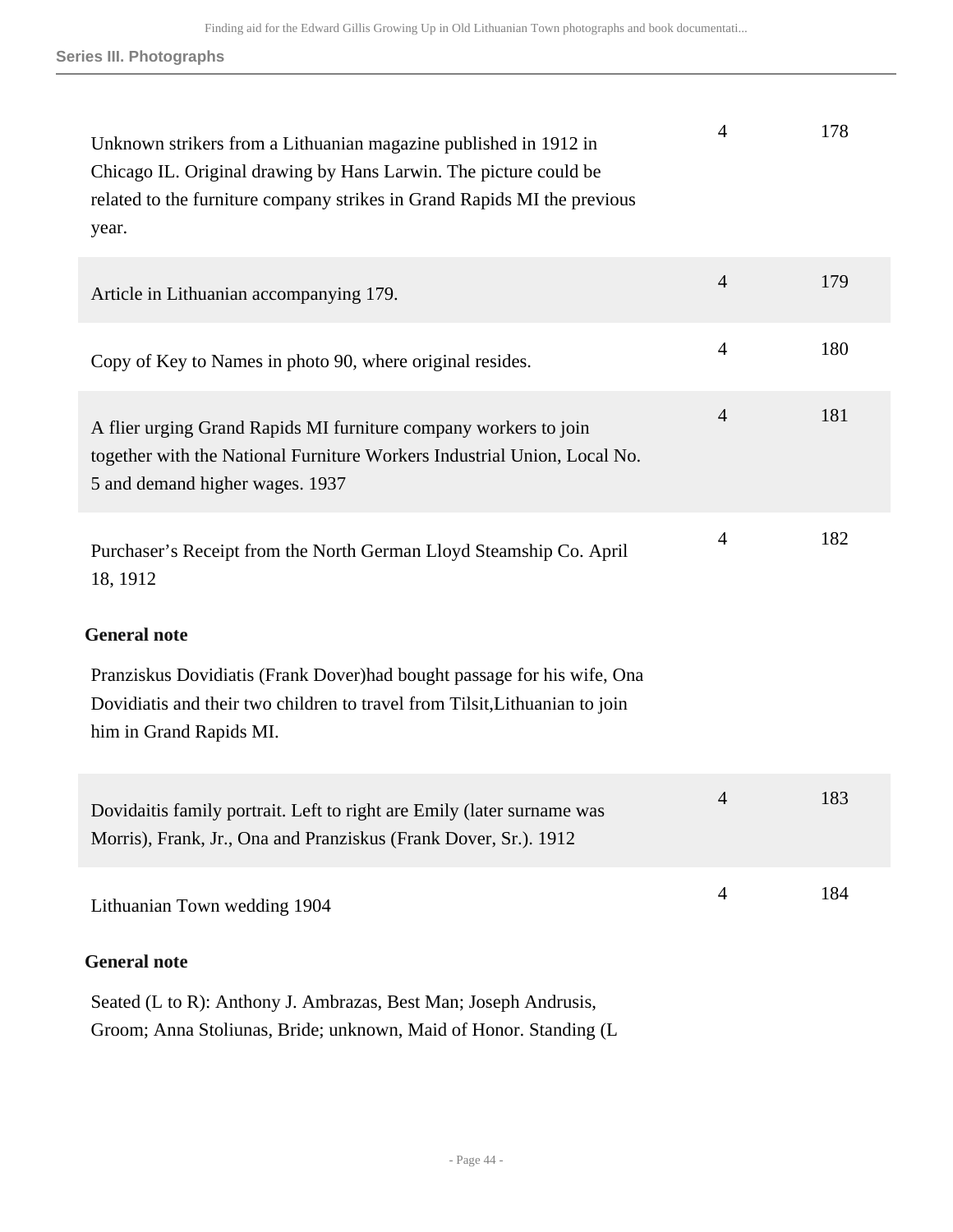## Series III. Photographs

| | | |
|---|---|---|
| Unknown strikers from a Lithuanian magazine published in 1912 in Chicago IL. Original drawing by Hans Larwin. The picture could be related to the furniture company strikes in Grand Rapids MI the previous year. | 4 | 178 |
| Article in Lithuanian accompanying 179. | 4 | 179 |
| Copy of Key to Names in photo 90, where original resides. | 4 | 180 |
| A flier urging Grand Rapids MI furniture company workers to join together with the National Furniture Workers Industrial Union, Local No. 5 and demand higher wages. 1937 | 4 | 181 |
| Purchaser's Receipt from the North German Lloyd Steamship Co. April 18, 1912 | 4 | 182 |

**General note**

Pranziskus Dovidiatis (Frank Dover)had bought passage for his wife, Ona Dovidiatis and their two children to travel from Tilsit,Lithuanian to join him in Grand Rapids MI.

| | | |
|---|---|---|
| Dovidaitis family portrait. Left to right are Emily (later surname was Morris), Frank, Jr., Ona and Pranziskus (Frank Dover, Sr.). 1912 | 4 | 183 |
| Lithuanian Town wedding 1904 | 4 | 184 |

**General note**

Seated (L to R): Anthony J. Ambrazas, Best Man; Joseph Andrusis, Groom; Anna Stoliunas, Bride; unknown, Maid of Honor. Standing (L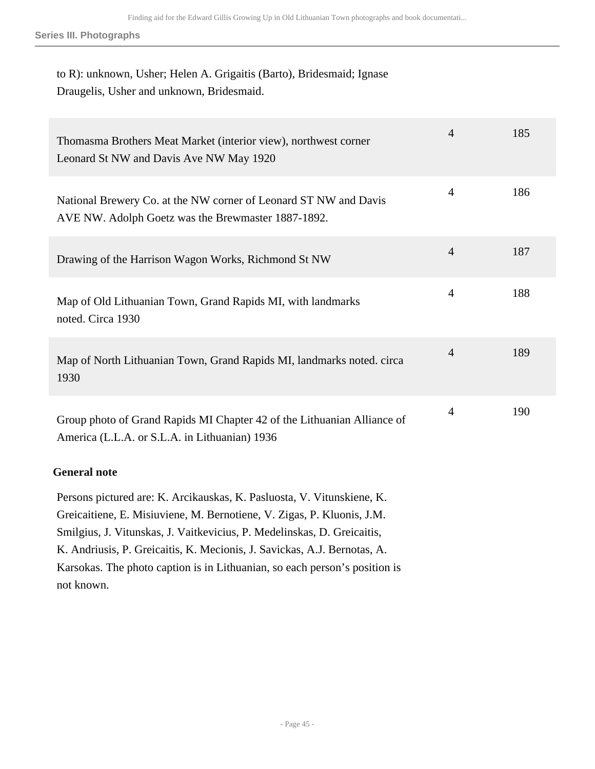to R): unknown, Usher; Helen A. Grigaitis (Barto), Bridesmaid; Ignase Draugelis, Usher and unknown, Bridesmaid.

| | | |
|---|---|---|
| Thomasma Brothers Meat Market (interior view), northwest corner Leonard St NW and Davis Ave NW May 1920 | 4 | 185 |
| National Brewery Co. at the NW corner of Leonard ST NW and Davis AVE NW. Adolph Goetz was the Brewmaster 1887-1892. | 4 | 186 |
| Drawing of the Harrison Wagon Works, Richmond St NW | 4 | 187 |
| Map of Old Lithuanian Town, Grand Rapids MI, with landmarks noted. Circa 1930 | 4 | 188 |
| Map of North Lithuanian Town, Grand Rapids MI, landmarks noted. circa 1930 | 4 | 189 |
| Group photo of Grand Rapids MI Chapter 42 of the Lithuanian Alliance of America (L.L.A. or S.L.A. in Lithuanian) 1936 | 4 | 190 |

**General note**

Persons pictured are: K. Arcikauskas, K. Pasluosta, V. Vitunskiene, K. Greicaitiene, E. Misiuviene, M. Bernotiene, V. Zigas, P. Kluonis, J.M. Smilgius, J. Vitunskas, J. Vaitkevicius, P. Medelinskas, D. Greicaitis, K. Andriusis, P. Greicaitis, K. Mecionis, J. Savickas, A.J. Bernotas, A. Karsokas. The photo caption is in Lithuanian, so each person's position is not known.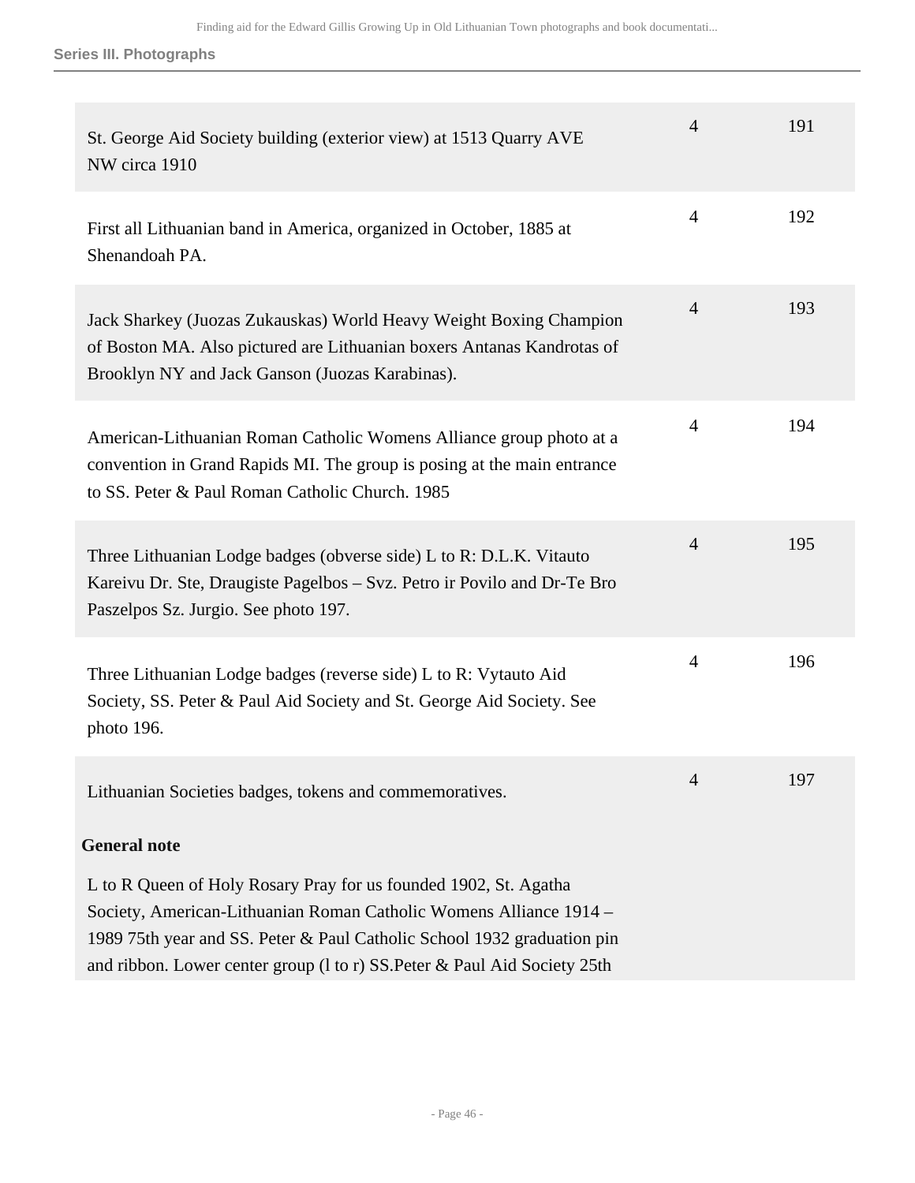| | | |
|---|---|---|
| St. George Aid Society building (exterior view) at 1513 Quarry AVE NW circa 1910 | 4 | 191 |
| First all Lithuanian band in America, organized in October, 1885 at Shenandoah PA. | 4 | 192 |
| Jack Sharkey (Juozas Zukauskas) World Heavy Weight Boxing Champion of Boston MA. Also pictured are Lithuanian boxers Antanas Kandrotas of Brooklyn NY and Jack Ganson (Juozas Karabinas). | 4 | 193 |
| American-Lithuanian Roman Catholic Womens Alliance group photo at a convention in Grand Rapids MI. The group is posing at the main entrance to SS. Peter & Paul Roman Catholic Church. 1985 | 4 | 194 |
| Three Lithuanian Lodge badges (obverse side) L to R: D.L.K. Vitauto Kareivu Dr. Ste, Draugiste Pagelbos – Svz. Petro ir Povilo and Dr-Te Bro Paszelpos Sz. Jurgio. See photo 197. | 4 | 195 |
| Three Lithuanian Lodge badges (reverse side) L to R: Vytauto Aid Society, SS. Peter & Paul Aid Society and St. George Aid Society. See photo 196. | 4 | 196 |
| Lithuanian Societies badges, tokens and commemoratives.<br><br>**General note**<br><br>L to R Queen of Holy Rosary Pray for us founded 1902, St. Agatha Society, American-Lithuanian Roman Catholic Womens Alliance 1914 – 1989 75th year and SS. Peter & Paul Catholic School 1932 graduation pin and ribbon. Lower center group (l to r) SS.Peter & Paul Aid Society 25th | 4 | 197 |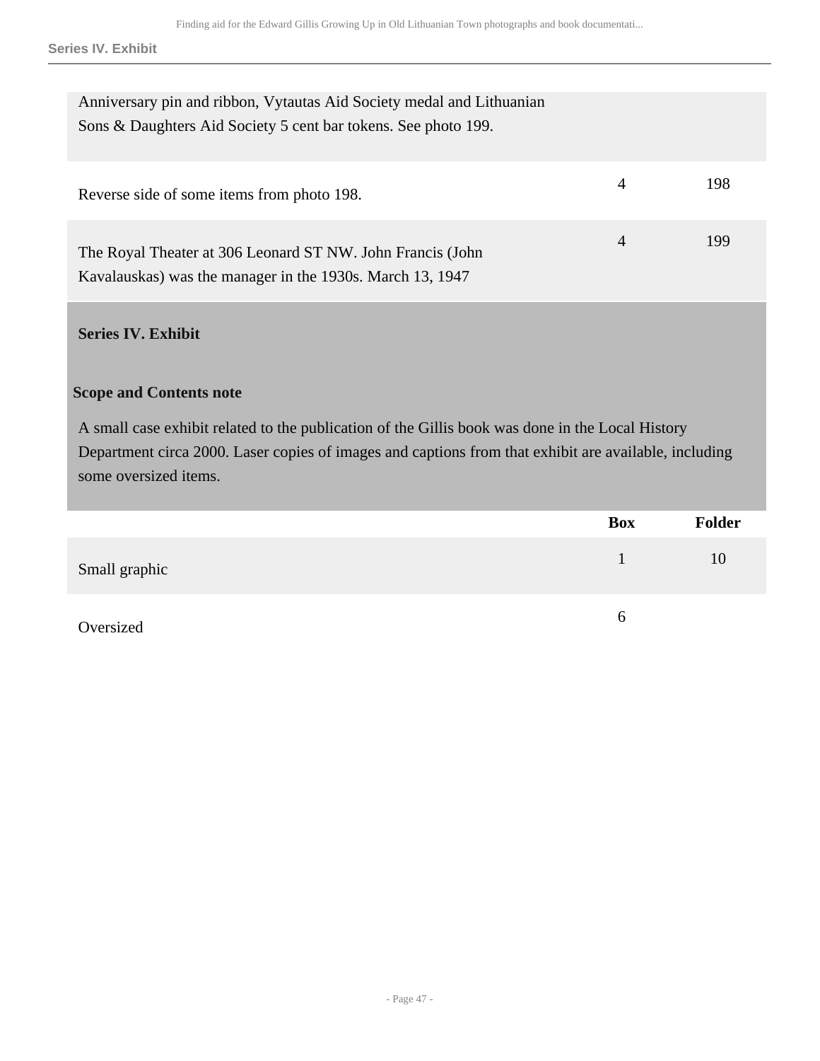| | | |
|---|---|---|
| Anniversary pin and ribbon, Vytautas Aid Society medal and Lithuanian Sons & Daughters Aid Society 5 cent bar tokens. See photo 199. | | |
| Reverse side of some items from photo 198. | 4 | 198 |
| The Royal Theater at 306 Leonard ST NW. John Francis (John Kavalauskas) was the manager in the 1930s. March 13, 1947 | 4 | 199 |

## Series IV. Exhibit

### Scope and Contents note

A small case exhibit related to the publication of the Gillis book was done in the Local History Department circa 2000. Laser copies of images and captions from that exhibit are available, including some oversized items.

| | Box | Folder |
|---|---|---|
| Small graphic | 1 | 10 |
| Oversized | 6 | |